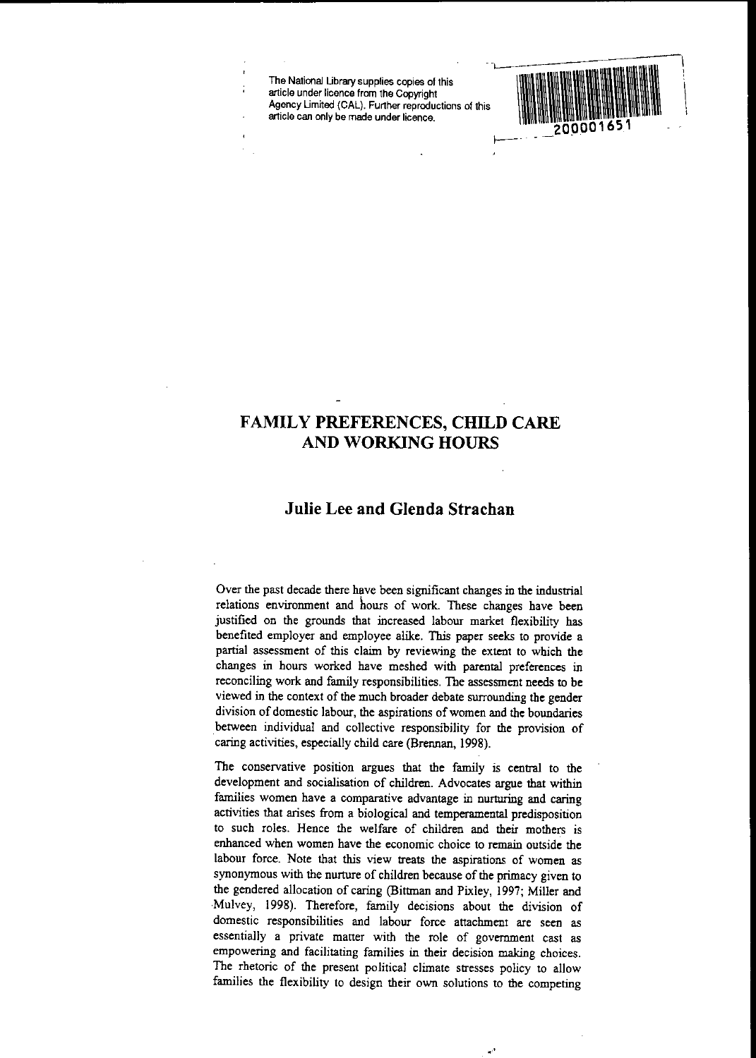The National Library supplies copies of this article under licence from the Copyright Agency Limited (CAL). Further reproductions of this article can only be made under licence.

200001651

# FAMILY PREFERENCES, CHILD CARE AND WORKING HOURS

## Julie Lee and Glenda Strachan

Over the past decade there have been significant changes in the industrial relations environment and hours of work. These changes have been justified on the grounds that increased labour market flexibility has benefited employer and employee alike. This paper seeks to provide a partial assessment of this claim by reviewing the extent to which the changes in hours worked have meshed with parental preferences in reconciling work and family responsibilities. The assessment needs to be viewed in the context of the much broader debate surrounding the gender division of domestic labour, the aspirations of women and the boundaries between individual and collective responsibility for the provision of caring activities, especially child care (Brennan, 1998).

The conservative position argues that the family is central to the development and socialisation of children. Advocates argue that within families women have a comparative advantage in nurturing and caring activities that arises from a biological and temperamental predisposition to such roles. Hence the welfare of children and their mothers is enhanced when women have the economic choice to remain outside the labour force. Note that this view treats the aspirations of women as synonymous with the nurture of children because of the primacy given to the gendered allocation of caring (Bittman and Pixley, 1997; Miller and Mulvey, 1998). Therefore, family decisions about the division of domestic responsibilities and labour force attachment are seen as essentially a private matter with the role of government cast as empowering and facilitating families in their decision making choices. The rhetoric of the present political climate stresses policy to allow families the flexibility to design their own solutions to the competing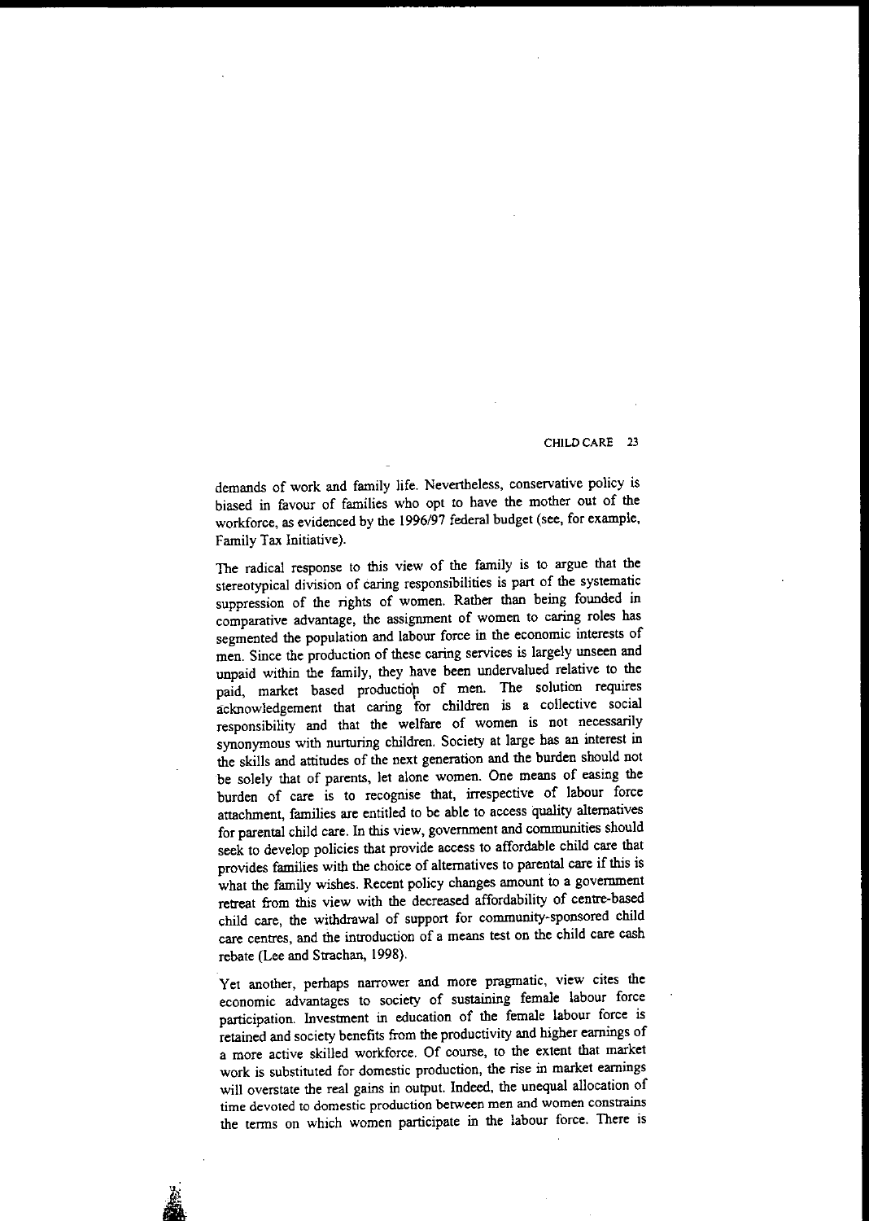demands of work and family life. Nevertheless, conservative policy is biased in favour of families who opt to have the mother out of the workforce, as evidenced by the 1996/97 federal budget (see, for example, Family Tax Initiative).

The radical response to this view of the family is to argue that the stereotypical division of caring responsibilities is part of the systematic suppression of the rights of women. Rather than being founded in comparative advantage, the assignment of women to caring roles has segmented the population and labour force in the economic interests of men. Since the production of these caring services is largely unseen and unpaid within the family, they have been undervalued relative to the paid, market based production of men. The solution requires acknowledgement that caring for children is a collective social responsibility and that the welfare of women is not necessarily synonymous with nurturing children. Society at large has an interest in the skills and attitudes of the next generation and the burden should not be solely that of parents, let alone women. One means of easing the burden of care is to recognise that, irrespective of labour force attachment, families are entitled to be able to access quality alternatives for parental child care. In this view, government and communities should seek to develop policies that provide access to affordable child care that provides families with the choice of alternatives to parental care if this is what the family wishes. Recent policy changes amount to a government retreat from this view with the decreased affordability of centre-based child care, the withdrawal of support for community-sponsored child care centres, and the introduction of a means test on the child care cash rebate (Lee and Strachan, 1998).

Yet another, perhaps narrower and more pragmatic, view cites the economic advantages to society of sustaining female labour force participation. Investment in education of the female labour force is retained and society benefits from the productivity and higher earnings of a more active skilled workforce. Of course, to the extent that market work is substituted for domestic production, the rise in market earnings will overstate the real gains in output. Indeed, the unequal allocation of time devoted to domestic production between men and women constrains the terms on which women participate in the labour force. There is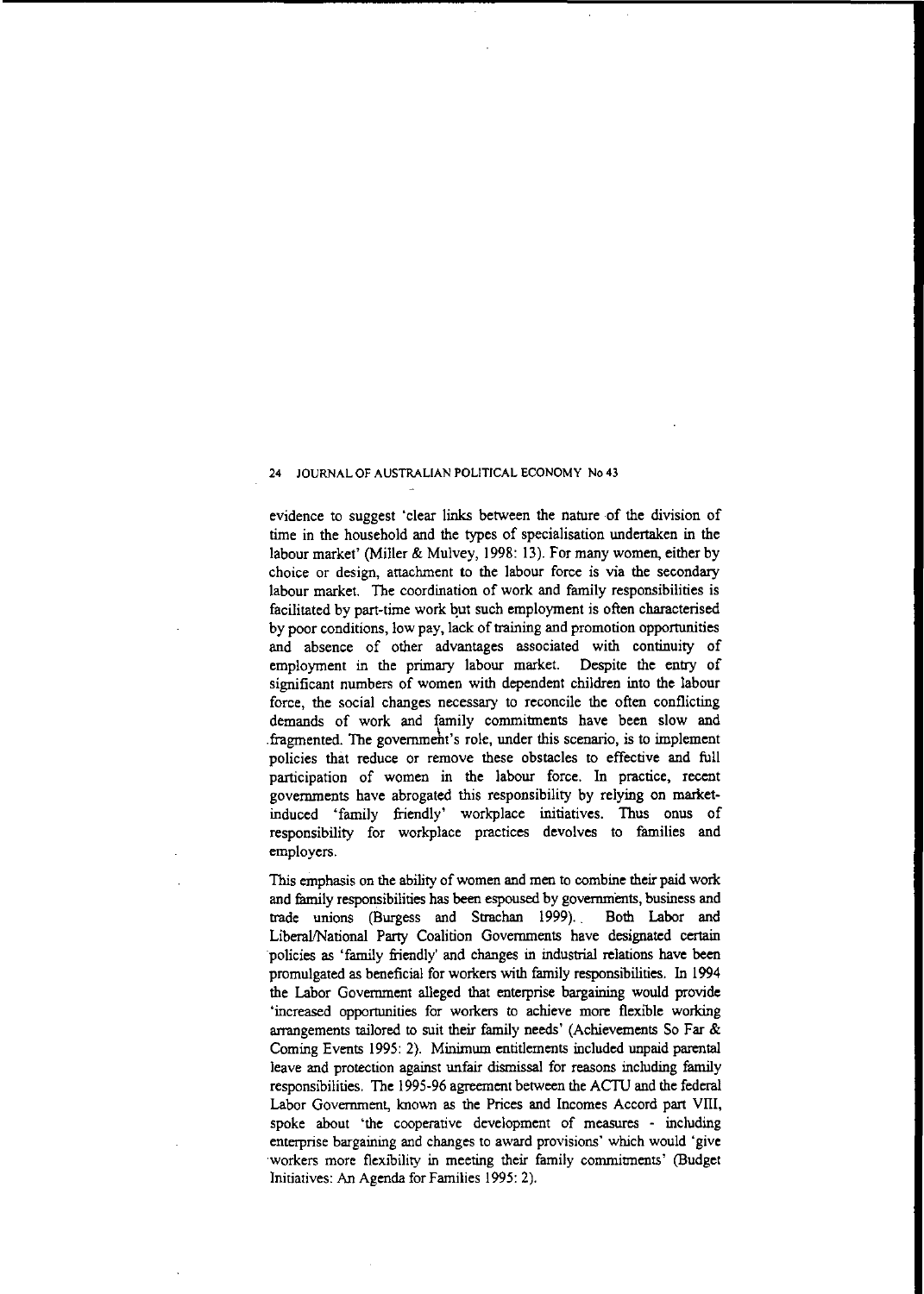evidence to suggest 'clear links between the nature of the division of time in the household and the types of specialisation undertaken in the labour market' (Miller & Mulvey, 1998: 13). For many women, either by choice or design, attachment to the labour force is via the secondary labour market. The coordination of work and family responsibilities is facilitated by part-time work but such employment is often characterised by poor conditions, low pay, lack of training and promotion opportunities and absence of other advantages associated with continuity of employment in the primary labour market. Despite the entry of significant numbers of women with dependent children into the labour force, the social changes necessary to reconcile the often conflicting demands of work and family commitments have been slow and fragmented. The government's role, under this scenario, is to implement policies that reduce or remove these obstacles to effective and full participation of women in the labour force. In practice, recent governments have abrogated this responsibility by relying on market-induced 'family friendly' workplace initiatives. Thus onus of responsibility for workplace practices devolves to families and employers.

This emphasis on the ability of women and men to combine their paid work and family responsibilities has been espoused by governments, business and trade unions (Burgess and Strachan 1999). Both Labor and Liberal/National Party Coalition Governments have designated certain policies as 'family friendly' and changes in industrial relations have been promulgated as beneficial for workers with family responsibilities. In 1994 the Labor Government alleged that enterprise bargaining would provide 'increased opportunities for workers to achieve more flexible working arrangements tailored to suit their family needs' (Achievements So Far & Coming Events 1995: 2). Minimum entitlements included unpaid parental leave and protection against unfair dismissal for reasons including family responsibilities. The 1995-96 agreement between the ACTU and the federal Labor Government, known as the Prices and Incomes Accord part VIII, spoke about 'the cooperative development of measures - including enterprise bargaining and changes to award provisions' which would 'give workers more flexibility in meeting their family commitments' (Budget Initiatives: An Agenda for Families 1995: 2).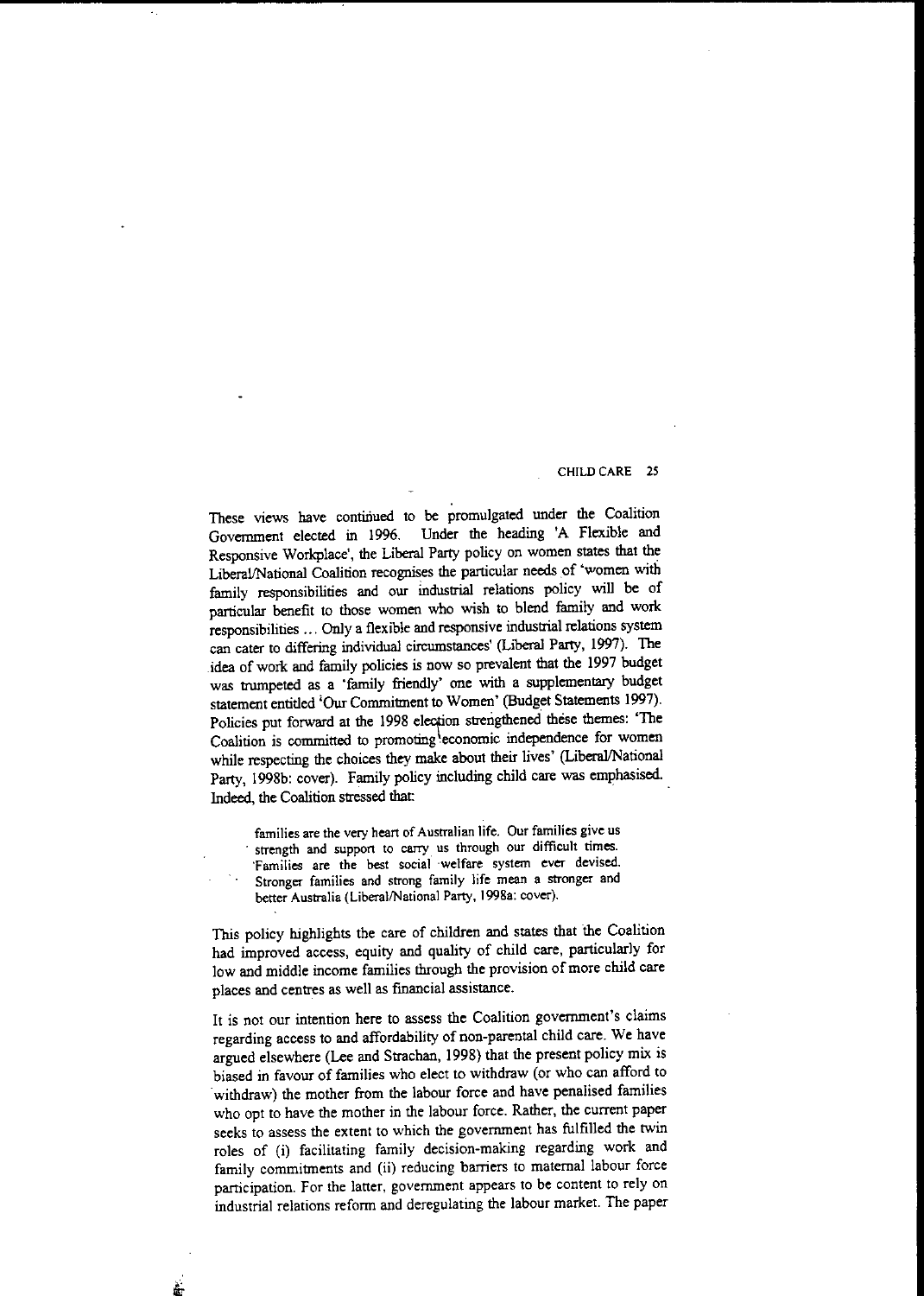These views have continued to be promulgated under the Coalition Government elected in 1996. Under the heading 'A Flexible and Responsive Workplace', the Liberal Party policy on women states that the Liberal/National Coalition recognises the particular needs of 'women with family responsibilities and our industrial relations policy will be of particular benefit to those women who wish to blend family and work responsibilities ... Only a flexible and responsive industrial relations system can cater to differing individual circumstances' (Liberal Party, 1997). The idea of work and family policies is now so prevalent that the 1997 budget was trumpeted as a 'family friendly' one with a supplementary budget statement entitled 'Our Commitment to Women' (Budget Statements 1997). Policies put forward at the 1998 election strengthened these themes: 'The Coalition is committed to promoting economic independence for women while respecting the choices they make about their lives' (Liberal/National Party, 1998b: cover). Family policy including child care was emphasised. Indeed, the Coalition stressed that:

> families are the very heart of Australian life. Our families give us strength and support to carry us through our difficult times. Families are the best social welfare system ever devised. Stronger families and strong family life mean a stronger and better Australia (Liberal/National Party, 1998a: cover).

This policy highlights the care of children and states that the Coalition had improved access, equity and quality of child care, particularly for low and middle income families through the provision of more child care places and centres as well as financial assistance.

It is not our intention here to assess the Coalition government's claims regarding access to and affordability of non-parental child care. We have argued elsewhere (Lee and Strachan, 1998) that the present policy mix is biased in favour of families who elect to withdraw (or who can afford to withdraw) the mother from the labour force and have penalised families who opt to have the mother in the labour force. Rather, the current paper seeks to assess the extent to which the government has fulfilled the twin roles of (i) facilitating family decision-making regarding work and family commitments and (ii) reducing barriers to maternal labour force participation. For the latter, government appears to be content to rely on industrial relations reform and deregulating the labour market. The paper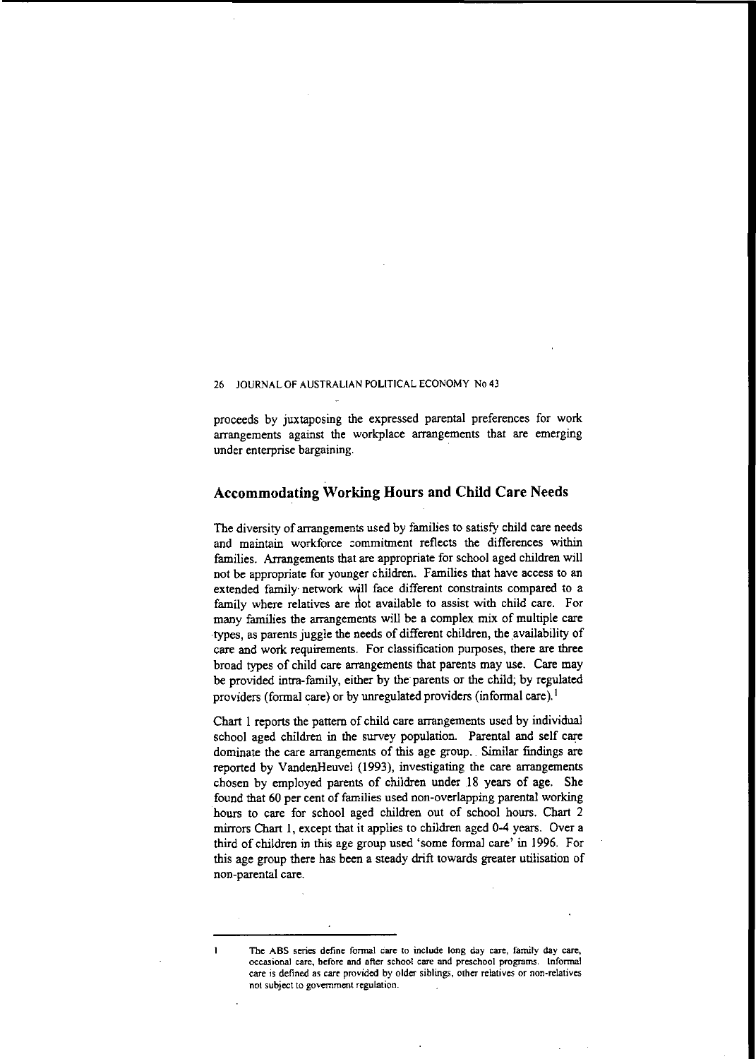proceeds by juxtaposing the expressed parental preferences for work arrangements against the workplace arrangements that are emerging under enterprise bargaining.

## Accommodating Working Hours and Child Care Needs

The diversity of arrangements used by families to satisfy child care needs and maintain workforce commitment reflects the differences within families. Arrangements that are appropriate for school aged children will not be appropriate for younger children. Families that have access to an extended family network will face different constraints compared to a family where relatives are not available to assist with child care. For many families the arrangements will be a complex mix of multiple care types, as parents juggle the needs of different children, the availability of care and work requirements. For classification purposes, there are three broad types of child care arrangements that parents may use. Care may be provided intra-family, either by the parents or the child; by regulated providers (formal care) or by unregulated providers (informal care).[1]

Chart 1 reports the pattern of child care arrangements used by individual school aged children in the survey population. Parental and self care dominate the care arrangements of this age group. Similar findings are reported by VandenHeuvel (1993), investigating the care arrangements chosen by employed parents of children under 18 years of age. She found that 60 per cent of families used non-overlapping parental working hours to care for school aged children out of school hours. Chart 2 mirrors Chart 1, except that it applies to children aged 0-4 years. Over a third of children in this age group used 'some formal care' in 1996. For this age group there has been a steady drift towards greater utilisation of non-parental care.

---

1 The ABS series define formal care to include long day care, family day care, occasional care, before and after school care and preschool programs. Informal care is defined as care provided by older siblings, other relatives or non-relatives not subject to government regulation.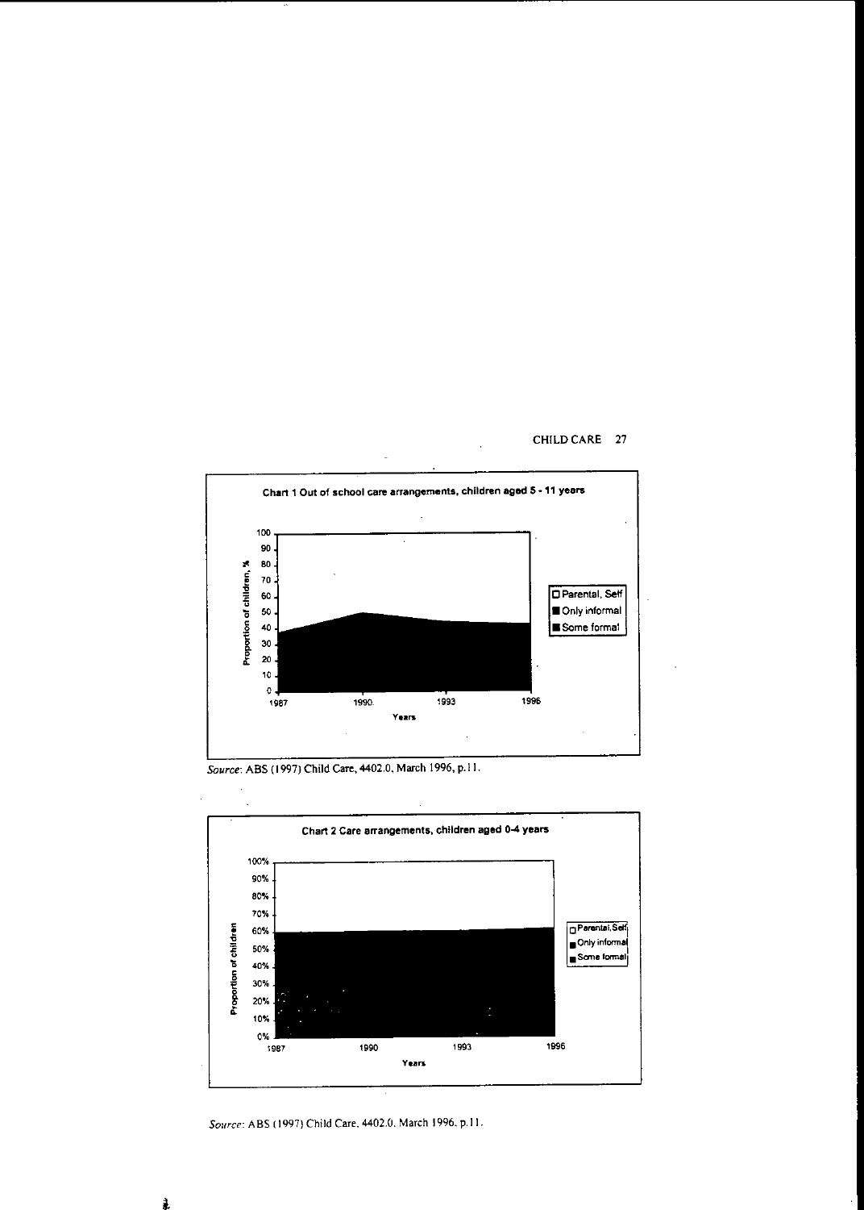Chart 1 Out of school care arrangements, children aged 5 - 11 years

Proportion of children, %

100
90
80
70
60
50
40
30
20
10
0

1987 1990 1993 1996

Years

- Parental, Self
- Only informal
- Some formal

*Source*: ABS (1997) Child Care, 4402.0, March 1996, p.11.

Chart 2 Care arrangements, children aged 0-4 years

Proportion of children

100%
90%
80%
70%
60%
50%
40%
30%
20%
10%
0%

1987 1990 1993 1996

Years

- Parental,Self
- Only informal
- Some formal

*Source*: ABS (1997) Child Care, 4402.0, March 1996, p.11.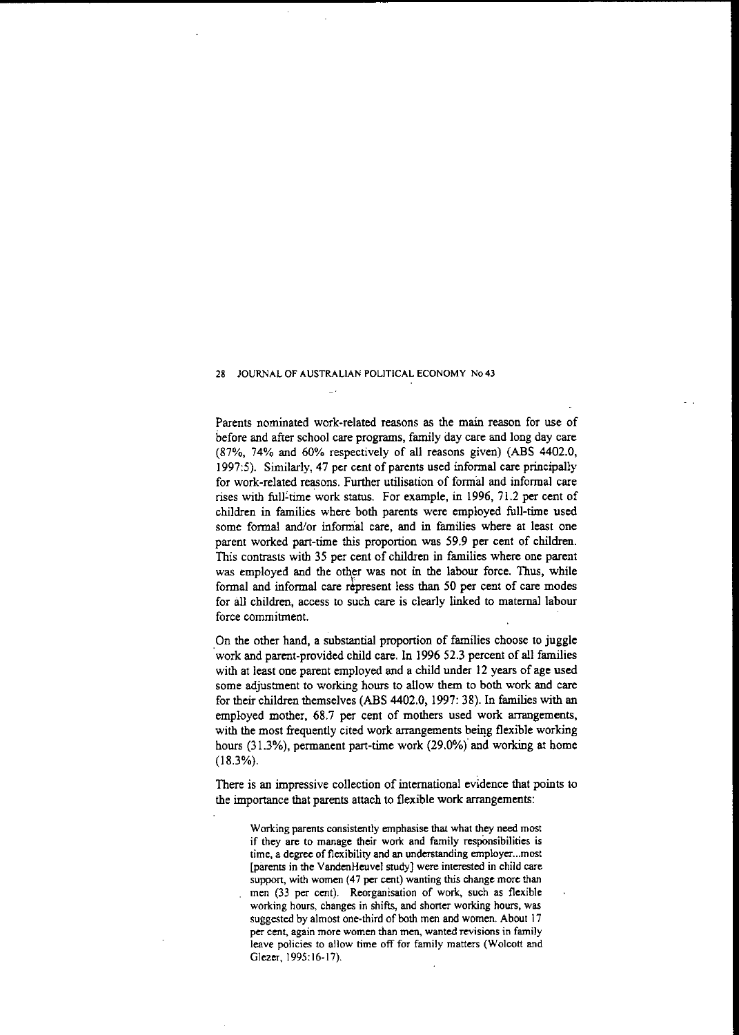Parents nominated work-related reasons as the main reason for use of before and after school care programs, family day care and long day care (87%, 74% and 60% respectively of all reasons given) (ABS 4402.0, 1997:5). Similarly, 47 per cent of parents used informal care principally for work-related reasons. Further utilisation of formal and informal care rises with full-time work status. For example, in 1996, 71.2 per cent of children in families where both parents were employed full-time used some formal and/or informal care, and in families where at least one parent worked part-time this proportion was 59.9 per cent of children. This contrasts with 35 per cent of children in families where one parent was employed and the other was not in the labour force. Thus, while formal and informal care represent less than 50 per cent of care modes for all children, access to such care is clearly linked to maternal labour force commitment.

On the other hand, a substantial proportion of families choose to juggle work and parent-provided child care. In 1996 52.3 percent of all families with at least one parent employed and a child under 12 years of age used some adjustment to working hours to allow them to both work and care for their children themselves (ABS 4402.0, 1997: 38). In families with an employed mother, 68.7 per cent of mothers used work arrangements, with the most frequently cited work arrangements being flexible working hours (31.3%), permanent part-time work (29.0%) and working at home (18.3%).

There is an impressive collection of international evidence that points to the importance that parents attach to flexible work arrangements:

> Working parents consistently emphasise that what they need most if they are to manage their work and family responsibilities is time, a degree of flexibility and an understanding employer...most [parents in the VandenHeuvel study] were interested in child care support, with women (47 per cent) wanting this change more than men (33 per cent). Reorganisation of work, such as flexible working hours, changes in shifts, and shorter working hours, was suggested by almost one-third of both men and women. About 17 per cent, again more women than men, wanted revisions in family leave policies to allow time off for family matters (Wolcott and Glezer, 1995:16-17).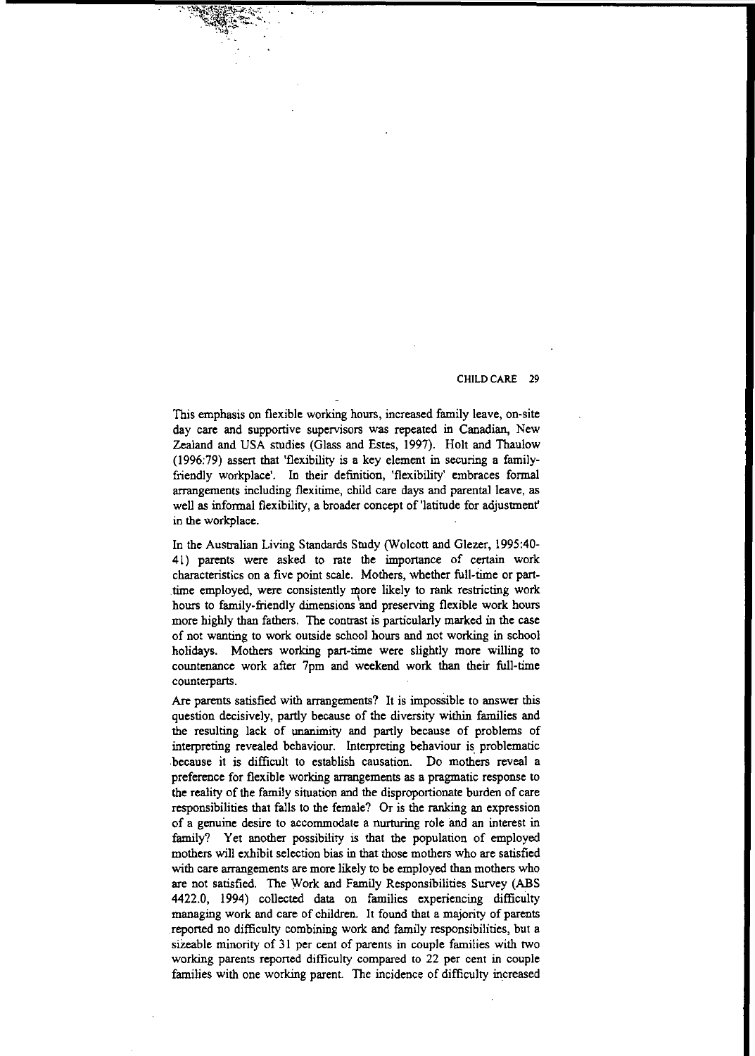This emphasis on flexible working hours, increased family leave, on-site day care and supportive supervisors was repeated in Canadian, New Zealand and USA studies (Glass and Estes, 1997). Holt and Thaulow (1996:79) assert that 'flexibility is a key element in securing a family-friendly workplace'. In their definition, 'flexibility' embraces formal arrangements including flexitime, child care days and parental leave, as well as informal flexibility, a broader concept of 'latitude for adjustment' in the workplace.

In the Australian Living Standards Study (Wolcott and Glezer, 1995:40-41) parents were asked to rate the importance of certain work characteristics on a five point scale. Mothers, whether full-time or part-time employed, were consistently more likely to rank restricting work hours to family-friendly dimensions and preserving flexible work hours more highly than fathers. The contrast is particularly marked in the case of not wanting to work outside school hours and not working in school holidays. Mothers working part-time were slightly more willing to countenance work after 7pm and weekend work than their full-time counterparts.

Are parents satisfied with arrangements? It is impossible to answer this question decisively, partly because of the diversity within families and the resulting lack of unanimity and partly because of problems of interpreting revealed behaviour. Interpreting behaviour is problematic because it is difficult to establish causation. Do mothers reveal a preference for flexible working arrangements as a pragmatic response to the reality of the family situation and the disproportionate burden of care responsibilities that falls to the female? Or is the ranking an expression of a genuine desire to accommodate a nurturing role and an interest in family? Yet another possibility is that the population of employed mothers will exhibit selection bias in that those mothers who are satisfied with care arrangements are more likely to be employed than mothers who are not satisfied. The Work and Family Responsibilities Survey (ABS 4422.0, 1994) collected data on families experiencing difficulty managing work and care of children. It found that a majority of parents reported no difficulty combining work and family responsibilities, but a sizeable minority of 31 per cent of parents in couple families with two working parents reported difficulty compared to 22 per cent in couple families with one working parent. The incidence of difficulty increased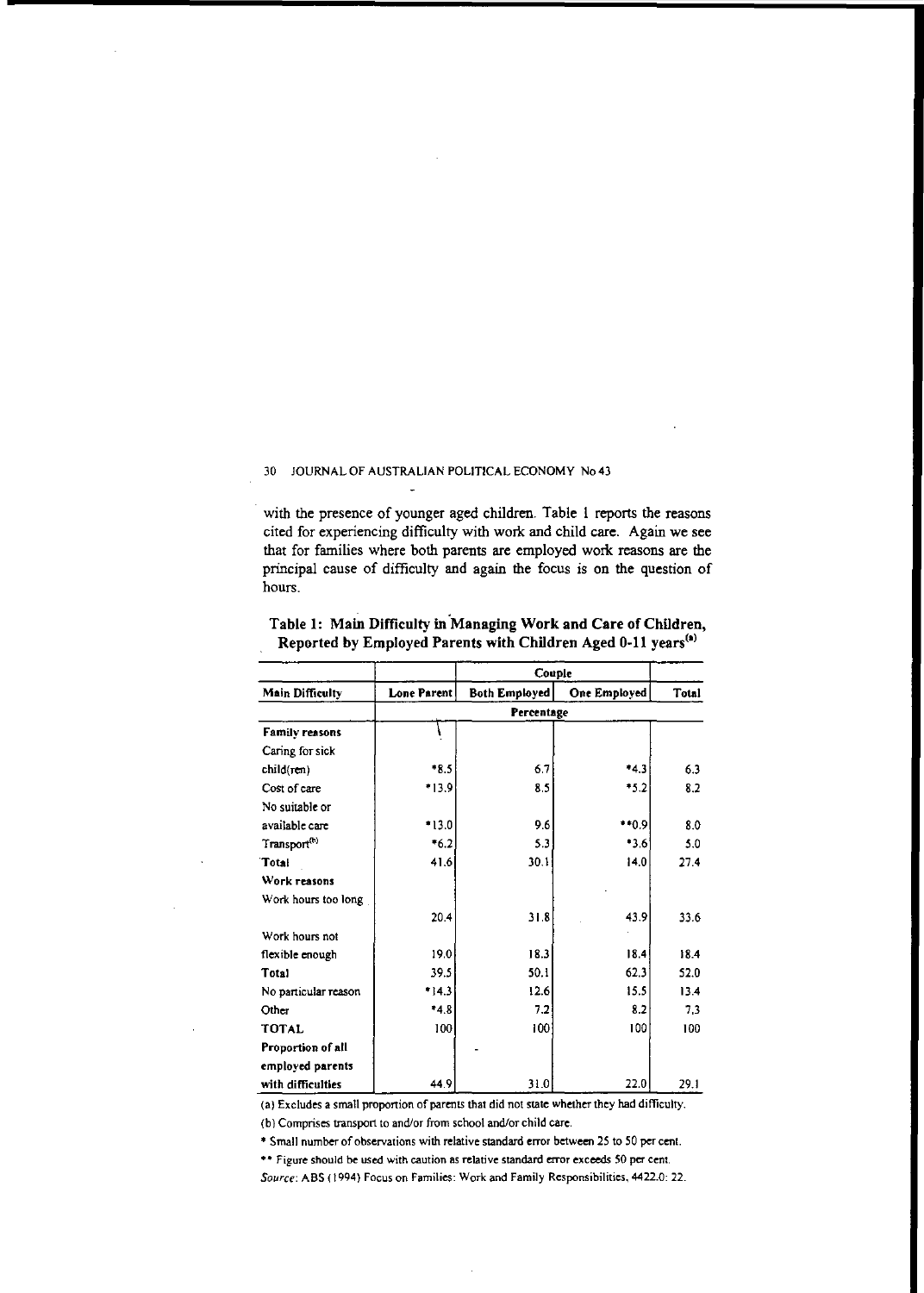with the presence of younger aged children. Table 1 reports the reasons cited for experiencing difficulty with work and child care. Again we see that for families where both parents are employed work reasons are the principal cause of difficulty and again the focus is on the question of hours.

**Table 1: Main Difficulty in Managing Work and Care of Children, Reported by Employed Parents with Children Aged 0-11 years[(a)]**

| | | Couple | | |
|---|---|---|---|---|
| **Main Difficulty** | **Lone Parent** | **Both Employed** | **One Employed** | **Total** |
| | **Percentage** | | | |
| **Family reasons** | | | | |
| Caring for sick child(ren) | *8.5 | 6.7 | *4.3 | 6.3 |
| Cost of care | *13.9 | 8.5 | *5.2 | 8.2 |
| No suitable or available care | *13.0 | 9.6 | **0.9 | 8.0 |
| Transport[(b)] | *6.2 | 5.3 | *3.6 | 5.0 |
| **Total** | 41.6 | 30.1 | 14.0 | 27.4 |
| **Work reasons** | | | | |
| Work hours too long | 20.4 | 31.8 | 43.9 | 33.6 |
| Work hours not flexible enough | 19.0 | 18.3 | 18.4 | 18.4 |
| **Total** | 39.5 | 50.1 | 62.3 | 52.0 |
| No particular reason | *14.3 | 12.6 | 15.5 | 13.4 |
| Other | *4.8 | 7.2 | 8.2 | 7.3 |
| **TOTAL** | 100 | 100 | 100 | 100 |
| **Proportion of all employed parents with difficulties** | 44.9 | 31.0 | 22.0 | 29.1 |

(a) Excludes a small proportion of parents that did not state whether they had difficulty.

(b) Comprises transport to and/or from school and/or child care.

* Small number of observations with relative standard error between 25 to 50 per cent.

** Figure should be used with caution as relative standard error exceeds 50 per cent.

*Source*: ABS (1994) Focus on Families: Work and Family Responsibilities, 4422.0: 22.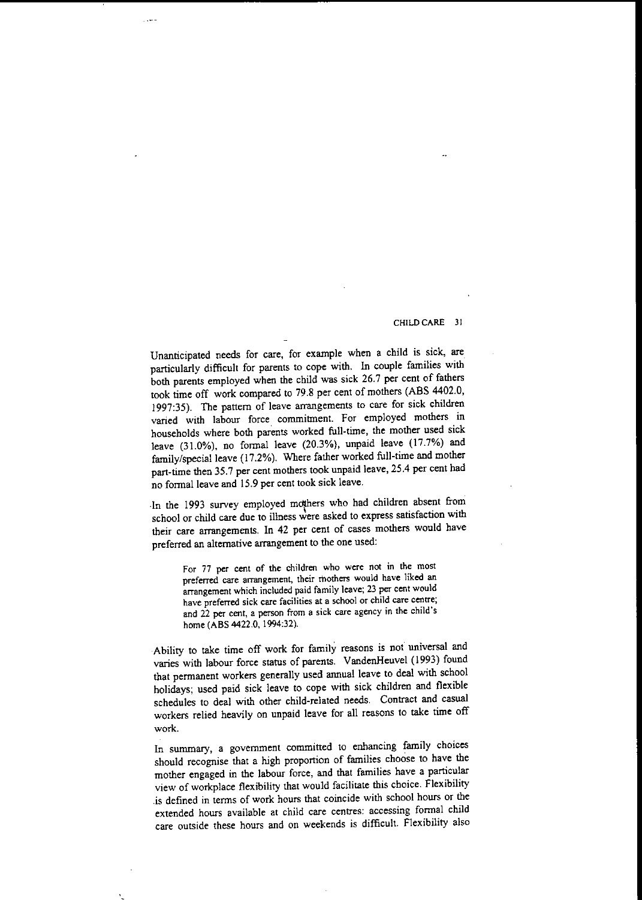Unanticipated needs for care, for example when a child is sick, are particularly difficult for parents to cope with. In couple families with both parents employed when the child was sick 26.7 per cent of fathers took time off work compared to 79.8 per cent of mothers (ABS 4402.0, 1997:35). The pattern of leave arrangements to care for sick children varied with labour force commitment. For employed mothers in households where both parents worked full-time, the mother used sick leave (31.0%), no formal leave (20.3%), unpaid leave (17.7%) and family/special leave (17.2%). Where father worked full-time and mother part-time then 35.7 per cent mothers took unpaid leave, 25.4 per cent had no formal leave and 15.9 per cent took sick leave.

In the 1993 survey employed mothers who had children absent from school or child care due to illness were asked to express satisfaction with their care arrangements. In 42 per cent of cases mothers would have preferred an alternative arrangement to the one used:

> For 77 per cent of the children who were not in the most preferred care arrangement, their mothers would have liked an arrangement which included paid family leave; 23 per cent would have preferred sick care facilities at a school or child care centre; and 22 per cent, a person from a sick care agency in the child's home (ABS 4422.0, 1994:32).

Ability to take time off work for family reasons is not universal and varies with labour force status of parents. VandenHeuvel (1993) found that permanent workers generally used annual leave to deal with school holidays; used paid sick leave to cope with sick children and flexible schedules to deal with other child-related needs. Contract and casual workers relied heavily on unpaid leave for all reasons to take time off work.

In summary, a government committed to enhancing family choices should recognise that a high proportion of families choose to have the mother engaged in the labour force, and that families have a particular view of workplace flexibility that would facilitate this choice. Flexibility is defined in terms of work hours that coincide with school hours or the extended hours available at child care centres: accessing formal child care outside these hours and on weekends is difficult. Flexibility also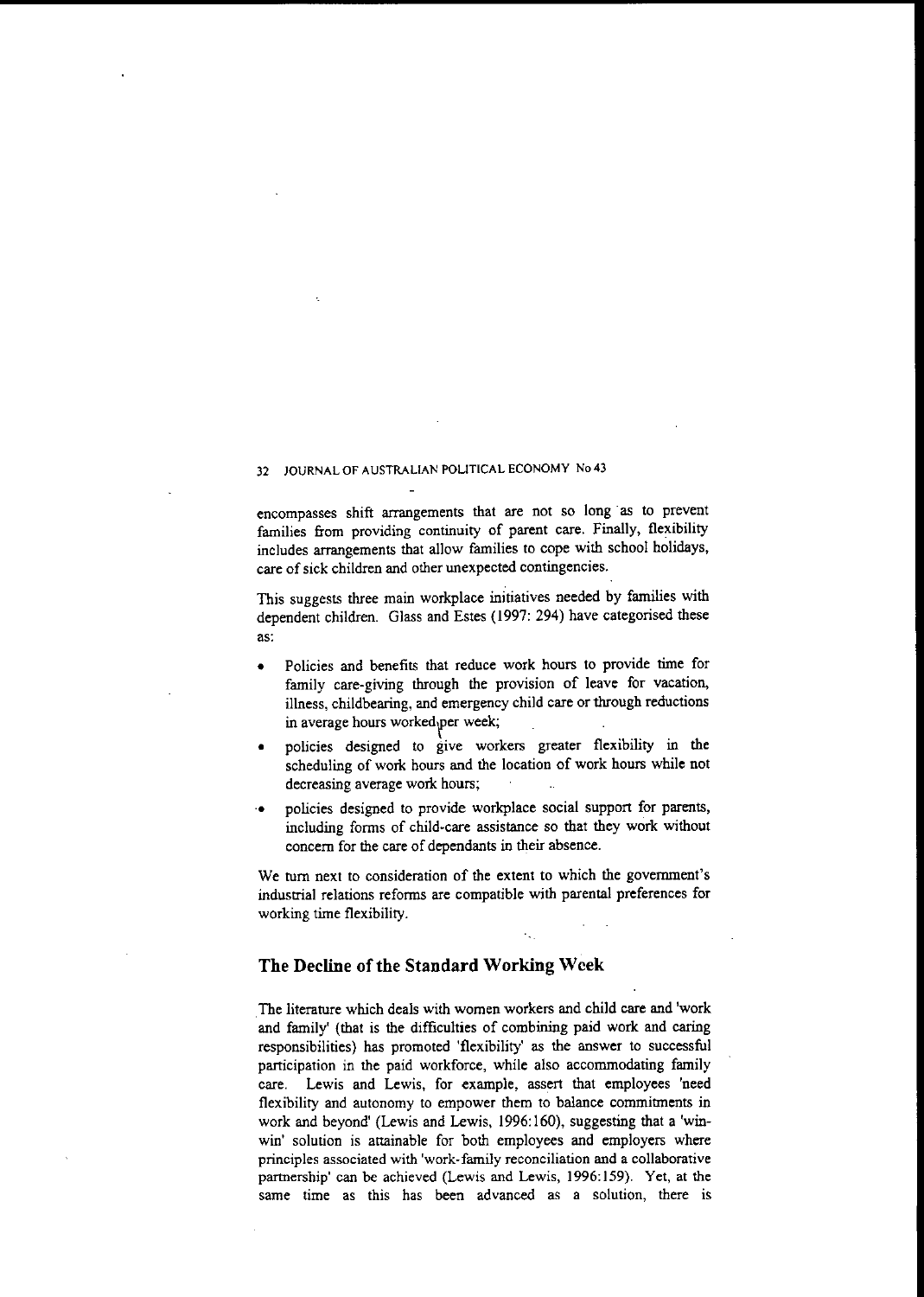encompasses shift arrangements that are not so long as to prevent families from providing continuity of parent care. Finally, flexibility includes arrangements that allow families to cope with school holidays, care of sick children and other unexpected contingencies.

This suggests three main workplace initiatives needed by families with dependent children. Glass and Estes (1997: 294) have categorised these as:

- Policies and benefits that reduce work hours to provide time for family care-giving through the provision of leave for vacation, illness, childbearing, and emergency child care or through reductions in average hours worked per week;
- policies designed to give workers greater flexibility in the scheduling of work hours and the location of work hours while not decreasing average work hours;
- policies designed to provide workplace social support for parents, including forms of child-care assistance so that they work without concern for the care of dependants in their absence.

We turn next to consideration of the extent to which the government's industrial relations reforms are compatible with parental preferences for working time flexibility.

## The Decline of the Standard Working Week

The literature which deals with women workers and child care and 'work and family' (that is the difficulties of combining paid work and caring responsibilities) has promoted 'flexibility' as the answer to successful participation in the paid workforce, while also accommodating family care. Lewis and Lewis, for example, assert that employees 'need flexibility and autonomy to empower them to balance commitments in work and beyond' (Lewis and Lewis, 1996:160), suggesting that a 'win-win' solution is attainable for both employees and employers where principles associated with 'work-family reconciliation and a collaborative partnership' can be achieved (Lewis and Lewis, 1996:159). Yet, at the same time as this has been advanced as a solution, there is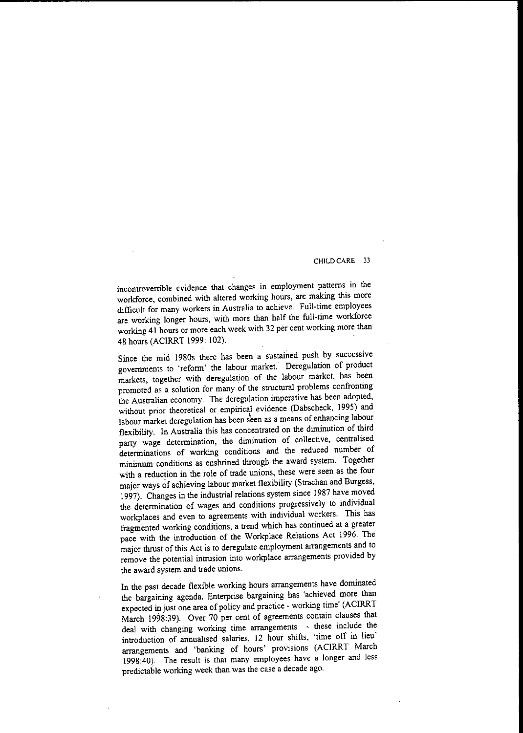incontrovertible evidence that changes in employment patterns in the workforce, combined with altered working hours, are making this more difficult for many workers in Australia to achieve. Full-time employees are working longer hours, with more than half the full-time workforce working 41 hours or more each week with 32 per cent working more than 48 hours (ACIRRT 1999: 102).

Since the mid 1980s there has been a sustained push by successive governments to 'reform' the labour market. Deregulation of product markets, together with deregulation of the labour market, has been promoted as a solution for many of the structural problems confronting the Australian economy. The deregulation imperative has been adopted, without prior theoretical or empirical evidence (Dabscheck, 1995) and labour market deregulation has been seen as a means of enhancing labour flexibility. In Australia this has concentrated on the diminution of third party wage determination, the diminution of collective, centralised determinations of working conditions and the reduced number of minimum conditions as enshrined through the award system. Together with a reduction in the role of trade unions, these were seen as the four major ways of achieving labour market flexibility (Strachan and Burgess, 1997). Changes in the industrial relations system since 1987 have moved the determination of wages and conditions progressively to individual workplaces and even to agreements with individual workers. This has fragmented working conditions, a trend which has continued at a greater pace with the introduction of the Workplace Relations Act 1996. The major thrust of this Act is to deregulate employment arrangements and to remove the potential intrusion into workplace arrangements provided by the award system and trade unions.

In the past decade flexible working hours arrangements have dominated the bargaining agenda. Enterprise bargaining has 'achieved more than expected in just one area of policy and practice - working time' (ACIRRT March 1998:39). Over 70 per cent of agreements contain clauses that deal with changing working time arrangements - these include the introduction of annualised salaries, 12 hour shifts, 'time off in lieu' arrangements and 'banking of hours' provisions (ACIRRT March 1998:40). The result is that many employees have a longer and less predictable working week than was the case a decade ago.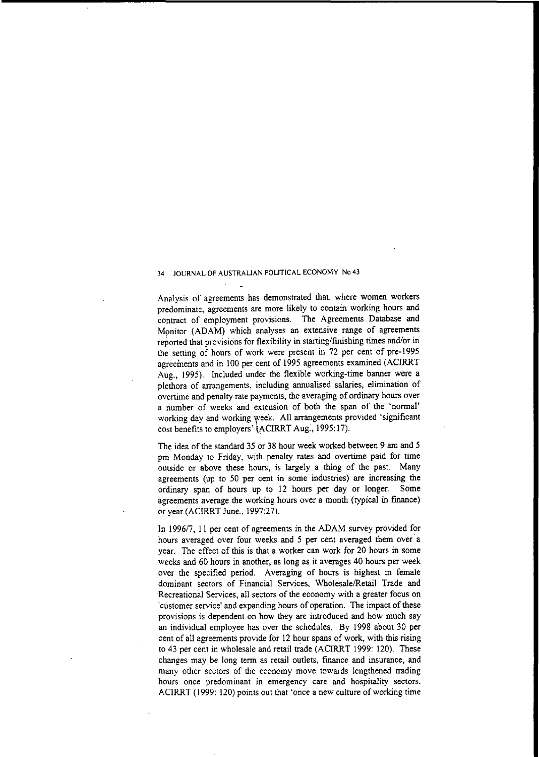Analysis of agreements has demonstrated that, where women workers predominate, agreements are more likely to contain working hours and contract of employment provisions. The Agreements Database and Monitor (ADAM) which analyses an extensive range of agreements reported that provisions for flexibility in starting/finishing times and/or in the setting of hours of work were present in 72 per cent of pre-1995 agreements and in 100 per cent of 1995 agreements examined (ACIRRT Aug., 1995). Included under the flexible working-time banner were a plethora of arrangements, including annualised salaries, elimination of overtime and penalty rate payments, the averaging of ordinary hours over a number of weeks and extension of both the span of the 'normal' working day and working week. All arrangements provided 'significant cost benefits to employers' (ACIRRT Aug., 1995:17).

The idea of the standard 35 or 38 hour week worked between 9 am and 5 pm Monday to Friday, with penalty rates and overtime paid for time outside or above these hours, is largely a thing of the past. Many agreements (up to 50 per cent in some industries) are increasing the ordinary span of hours up to 12 hours per day or longer. Some agreements average the working hours over a month (typical in finance) or year (ACIRRT June., 1997:27).

In 1996/7, 11 per cent of agreements in the ADAM survey provided for hours averaged over four weeks and 5 per cent averaged them over a year. The effect of this is that a worker can work for 20 hours in some weeks and 60 hours in another, as long as it averages 40 hours per week over the specified period. Averaging of hours is highest in female dominant sectors of Financial Services, Wholesale/Retail Trade and Recreational Services, all sectors of the economy with a greater focus on 'customer service' and expanding hours of operation. The impact of these provisions is dependent on how they are introduced and how much say an individual employee has over the schedules. By 1998 about 30 per cent of all agreements provide for 12 hour spans of work, with this rising to 43 per cent in wholesale and retail trade (ACIRRT 1999: 120). These changes may be long term as retail outlets, finance and insurance, and many other sectors of the economy move towards lengthened trading hours once predominant in emergency care and hospitality sectors. ACIRRT (1999: 120) points out that 'once a new culture of working time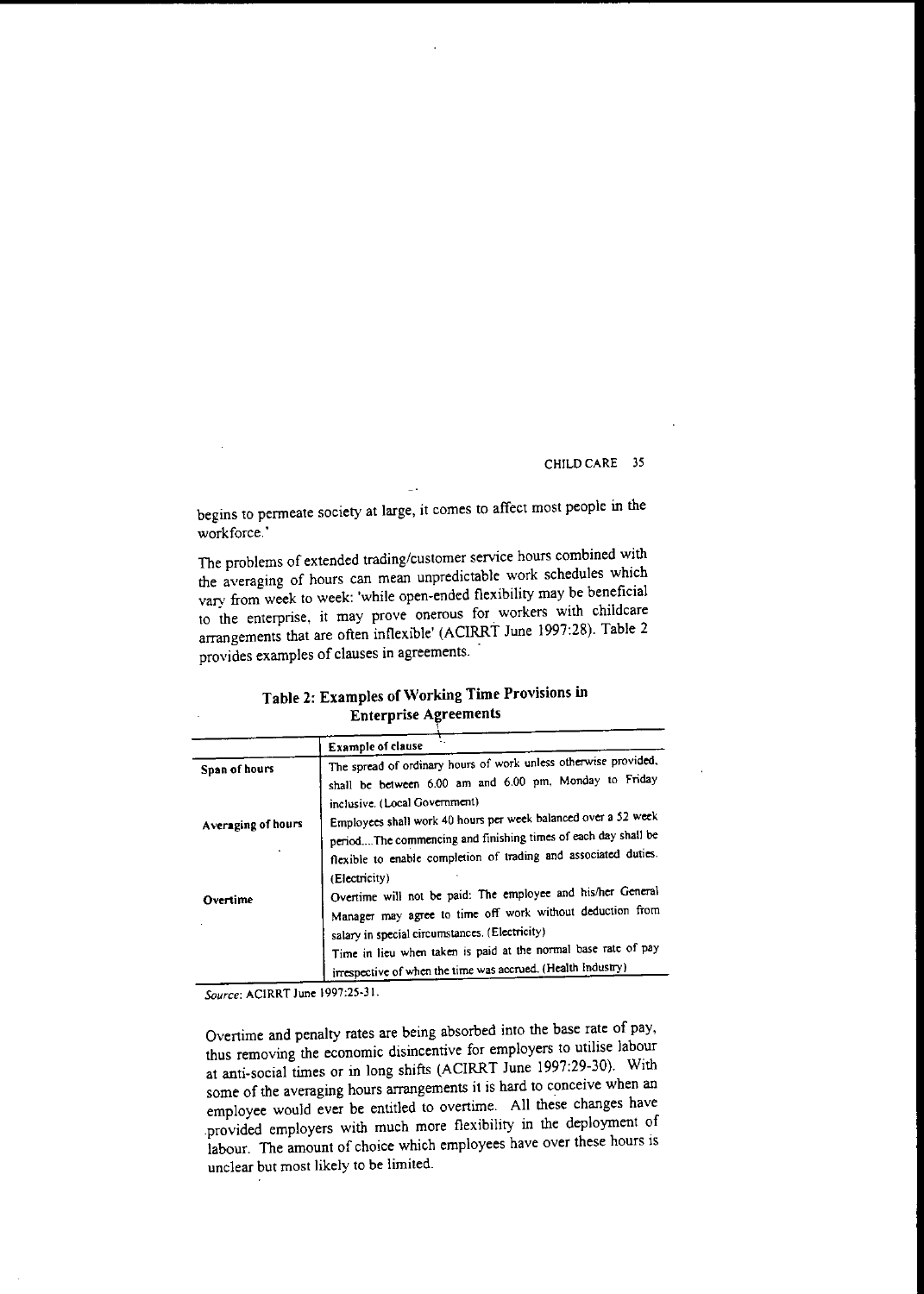begins to permeate society at large, it comes to affect most people in the workforce.'

The problems of extended trading/customer service hours combined with the averaging of hours can mean unpredictable work schedules which vary from week to week: 'while open-ended flexibility may be beneficial to the enterprise, it may prove onerous for workers with childcare arrangements that are often inflexible' (ACIRRT June 1997:28). Table 2 provides examples of clauses in agreements.

**Table 2: Examples of Working Time Provisions in Enterprise Agreements**

| | Example of clause |
|---|---|
| **Span of hours** | The spread of ordinary hours of work unless otherwise provided, shall be between 6.00 am and 6.00 pm, Monday to Friday inclusive. (Local Government) |
| **Averaging of hours** | Employees shall work 40 hours per week balanced over a 52 week period....The commencing and finishing times of each day shall be flexible to enable completion of trading and associated duties. (Electricity) |
| **Overtime** | Overtime will not be paid: The employee and his/her General Manager may agree to time off work without deduction from salary in special circumstances. (Electricity) |
| | Time in lieu when taken is paid at the normal base rate of pay irrespective of when the time was accrued. (Health Industry) |

*Source*: ACIRRT June 1997:25-31.

Overtime and penalty rates are being absorbed into the base rate of pay, thus removing the economic disincentive for employers to utilise labour at anti-social times or in long shifts (ACIRRT June 1997:29-30). With some of the averaging hours arrangements it is hard to conceive when an employee would ever be entitled to overtime. All these changes have provided employers with much more flexibility in the deployment of labour. The amount of choice which employees have over these hours is unclear but most likely to be limited.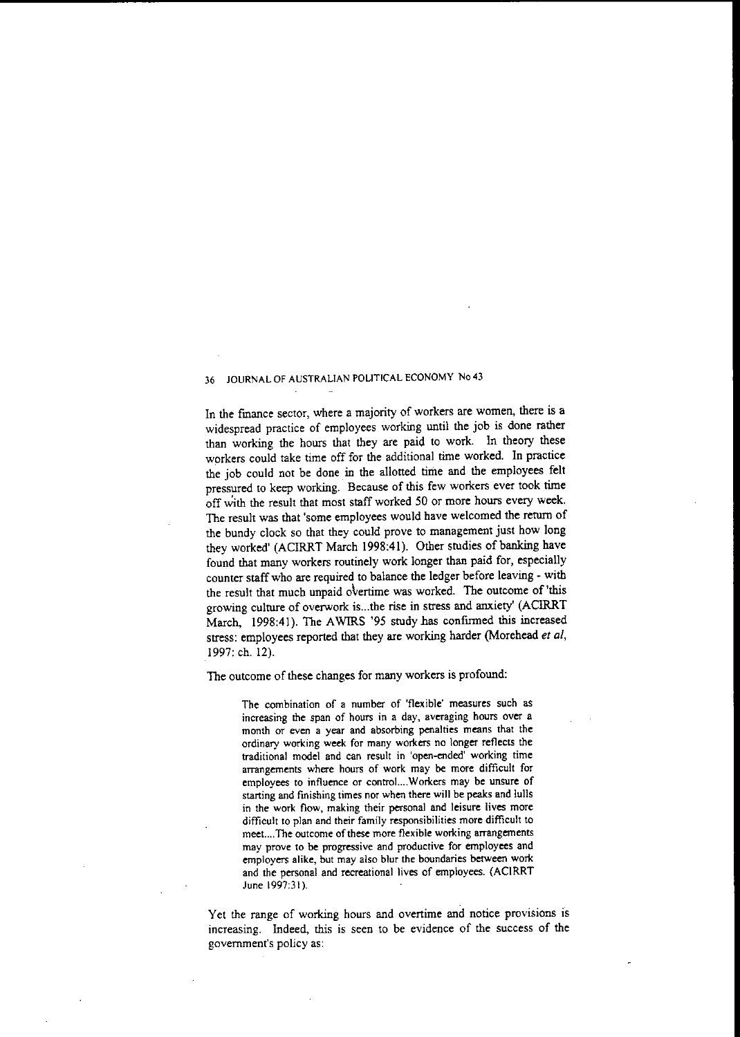In the finance sector, where a majority of workers are women, there is a widespread practice of employees working until the job is done rather than working the hours that they are paid to work. In theory these workers could take time off for the additional time worked. In practice the job could not be done in the allotted time and the employees felt pressured to keep working. Because of this few workers ever took time off with the result that most staff worked 50 or more hours every week. The result was that 'some employees would have welcomed the return of the bundy clock so that they could prove to management just how long they worked' (ACIRRT March 1998:41). Other studies of banking have found that many workers routinely work longer than paid for, especially counter staff who are required to balance the ledger before leaving - with the result that much unpaid overtime was worked. The outcome of 'this growing culture of overwork is...the rise in stress and anxiety' (ACIRRT March, 1998:41). The AWIRS '95 study has confirmed this increased stress: employees reported that they are working harder (Morehead *et al*, 1997: ch. 12).

The outcome of these changes for many workers is profound:

> The combination of a number of 'flexible' measures such as increasing the span of hours in a day, averaging hours over a month or even a year and absorbing penalties means that the ordinary working week for many workers no longer reflects the traditional model and can result in 'open-ended' working time arrangements where hours of work may be more difficult for employees to influence or control....Workers may be unsure of starting and finishing times nor when there will be peaks and lulls in the work flow, making their personal and leisure lives more difficult to plan and their family responsibilities more difficult to meet....The outcome of these more flexible working arrangements may prove to be progressive and productive for employees and employers alike, but may also blur the boundaries between work and the personal and recreational lives of employees. (ACIRRT June 1997:31).

Yet the range of working hours and overtime and notice provisions is increasing. Indeed, this is seen to be evidence of the success of the government's policy as: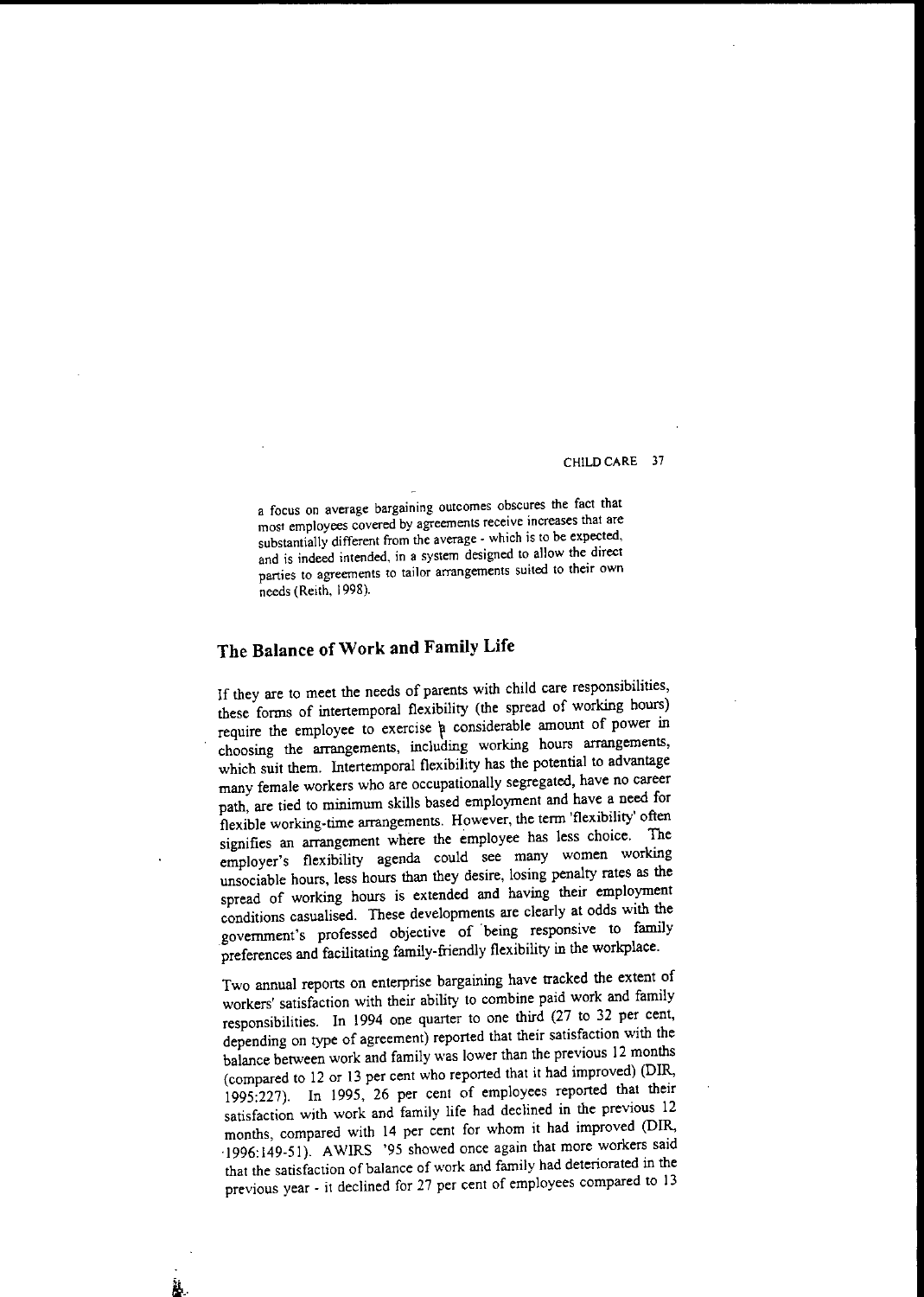a focus on average bargaining outcomes obscures the fact that most employees covered by agreements receive increases that are substantially different from the average - which is to be expected, and is indeed intended, in a system designed to allow the direct parties to agreements to tailor arrangements suited to their own needs (Reith, 1998).

## The Balance of Work and Family Life

If they are to meet the needs of parents with child care responsibilities, these forms of intertemporal flexibility (the spread of working hours) require the employee to exercise a considerable amount of power in choosing the arrangements, including working hours arrangements, which suit them. Intertemporal flexibility has the potential to advantage many female workers who are occupationally segregated, have no career path, are tied to minimum skills based employment and have a need for flexible working-time arrangements. However, the term 'flexibility' often signifies an arrangement where the employee has less choice. The employer's flexibility agenda could see many women working unsociable hours, less hours than they desire, losing penalty rates as the spread of working hours is extended and having their employment conditions casualised. These developments are clearly at odds with the government's professed objective of being responsive to family preferences and facilitating family-friendly flexibility in the workplace.

Two annual reports on enterprise bargaining have tracked the extent of workers' satisfaction with their ability to combine paid work and family responsibilities. In 1994 one quarter to one third (27 to 32 per cent, depending on type of agreement) reported that their satisfaction with the balance between work and family was lower than the previous 12 months (compared to 12 or 13 per cent who reported that it had improved) (DIR, 1995:227). In 1995, 26 per cent of employees reported that their satisfaction with work and family life had declined in the previous 12 months, compared with 14 per cent for whom it had improved (DIR, 1996:149-51). AWIRS '95 showed once again that more workers said that the satisfaction of balance of work and family had deteriorated in the previous year - it declined for 27 per cent of employees compared to 13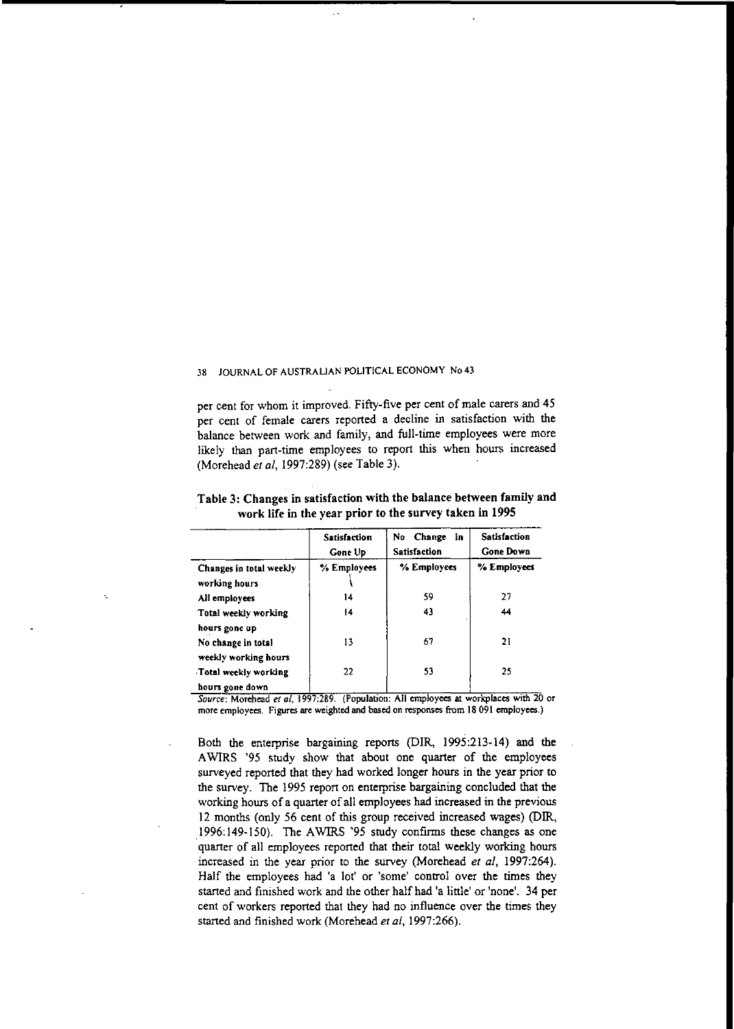per cent for whom it improved. Fifty-five per cent of male carers and 45 per cent of female carers reported a decline in satisfaction with the balance between work and family, and full-time employees were more likely than part-time employees to report this when hours increased (Morehead *et al*, 1997:289) (see Table 3).

**Table 3: Changes in satisfaction with the balance between family and work life in the year prior to the survey taken in 1995**

| | Satisfaction Gone Up | No Change in Satisfaction | Satisfaction Gone Down |
|---|---|---|---|
| **Changes in total weekly working hours** | **% Employees** | **% Employees** | **% Employees** |
| All employees | 14 | 59 | 27 |
| Total weekly working hours gone up | 14 | 43 | 44 |
| No change in total weekly working hours | 13 | 67 | 21 |
| Total weekly working hours gone down | 22 | 53 | 25 |

*Source*: Morehead *et al*, 1997:289. (Population: All employees at workplaces with 20 or more employees. Figures are weighted and based on responses from 18 091 employees.)

Both the enterprise bargaining reports (DIR, 1995:213-14) and the AWIRS '95 study show that about one quarter of the employees surveyed reported that they had worked longer hours in the year prior to the survey. The 1995 report on enterprise bargaining concluded that the working hours of a quarter of all employees had increased in the previous 12 months (only 56 cent of this group received increased wages) (DIR, 1996:149-150). The AWIRS '95 study confirms these changes as one quarter of all employees reported that their total weekly working hours increased in the year prior to the survey (Morehead *et al*, 1997:264). Half the employees had 'a lot' or 'some' control over the times they started and finished work and the other half had 'a little' or 'none'. 34 per cent of workers reported that they had no influence over the times they started and finished work (Morehead *et al*, 1997:266).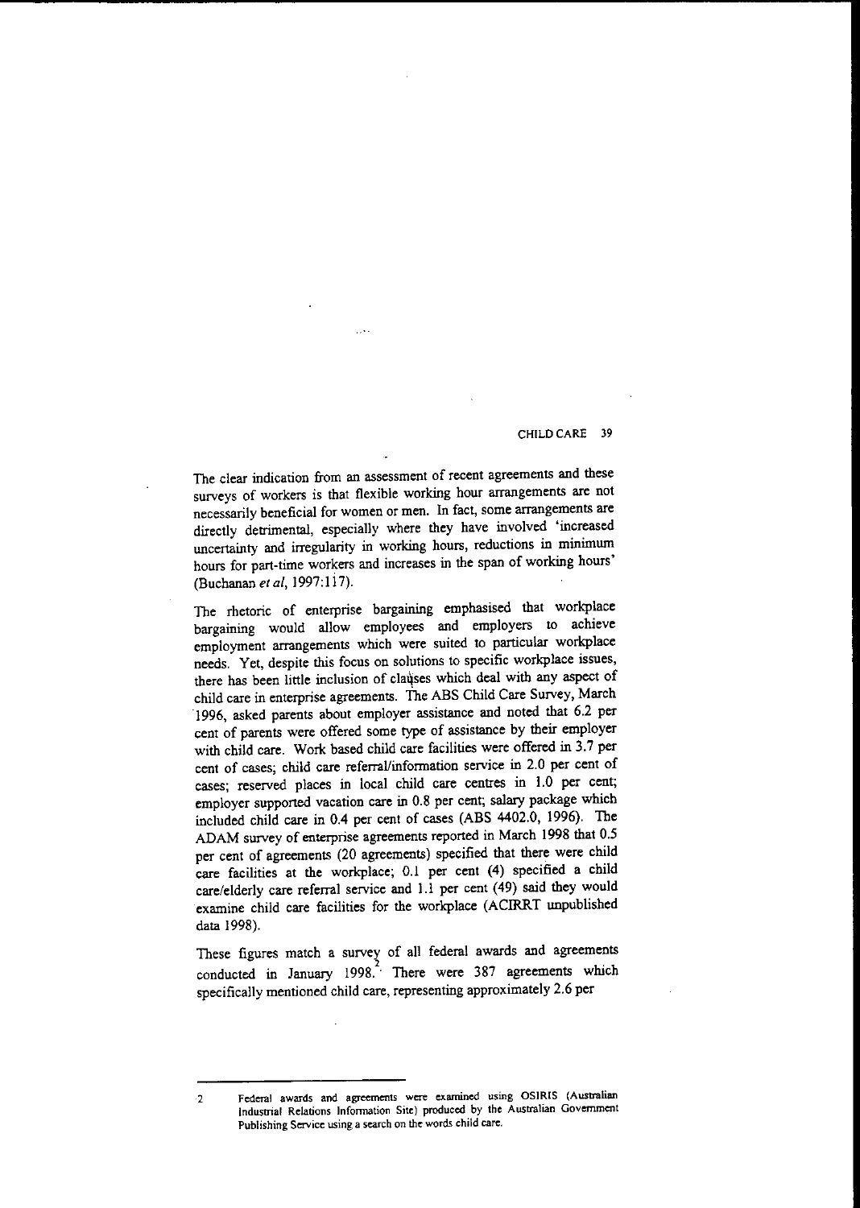The clear indication from an assessment of recent agreements and these surveys of workers is that flexible working hour arrangements are not necessarily beneficial for women or men. In fact, some arrangements are directly detrimental, especially where they have involved 'increased uncertainty and irregularity in working hours, reductions in minimum hours for part-time workers and increases in the span of working hours' (Buchanan *et al*, 1997:117).

The rhetoric of enterprise bargaining emphasised that workplace bargaining would allow employees and employers to achieve employment arrangements which were suited to particular workplace needs. Yet, despite this focus on solutions to specific workplace issues, there has been little inclusion of clauses which deal with any aspect of child care in enterprise agreements. The ABS Child Care Survey, March 1996, asked parents about employer assistance and noted that 6.2 per cent of parents were offered some type of assistance by their employer with child care. Work based child care facilities were offered in 3.7 per cent of cases; child care referral/information service in 2.0 per cent of cases; reserved places in local child care centres in 1.0 per cent; employer supported vacation care in 0.8 per cent; salary package which included child care in 0.4 per cent of cases (ABS 4402.0, 1996). The ADAM survey of enterprise agreements reported in March 1998 that 0.5 per cent of agreements (20 agreements) specified that there were child care facilities at the workplace; 0.1 per cent (4) specified a child care/elderly care referral service and 1.1 per cent (49) said they would examine child care facilities for the workplace (ACIRRT unpublished data 1998).

These figures match a survey of all federal awards and agreements conducted in January 1998.[2] There were 387 agreements which specifically mentioned child care, representing approximately 2.6 per

---

2 Federal awards and agreements were examined using OSIRIS (Australian Industrial Relations Information Site) produced by the Australian Government Publishing Service using a search on the words child care.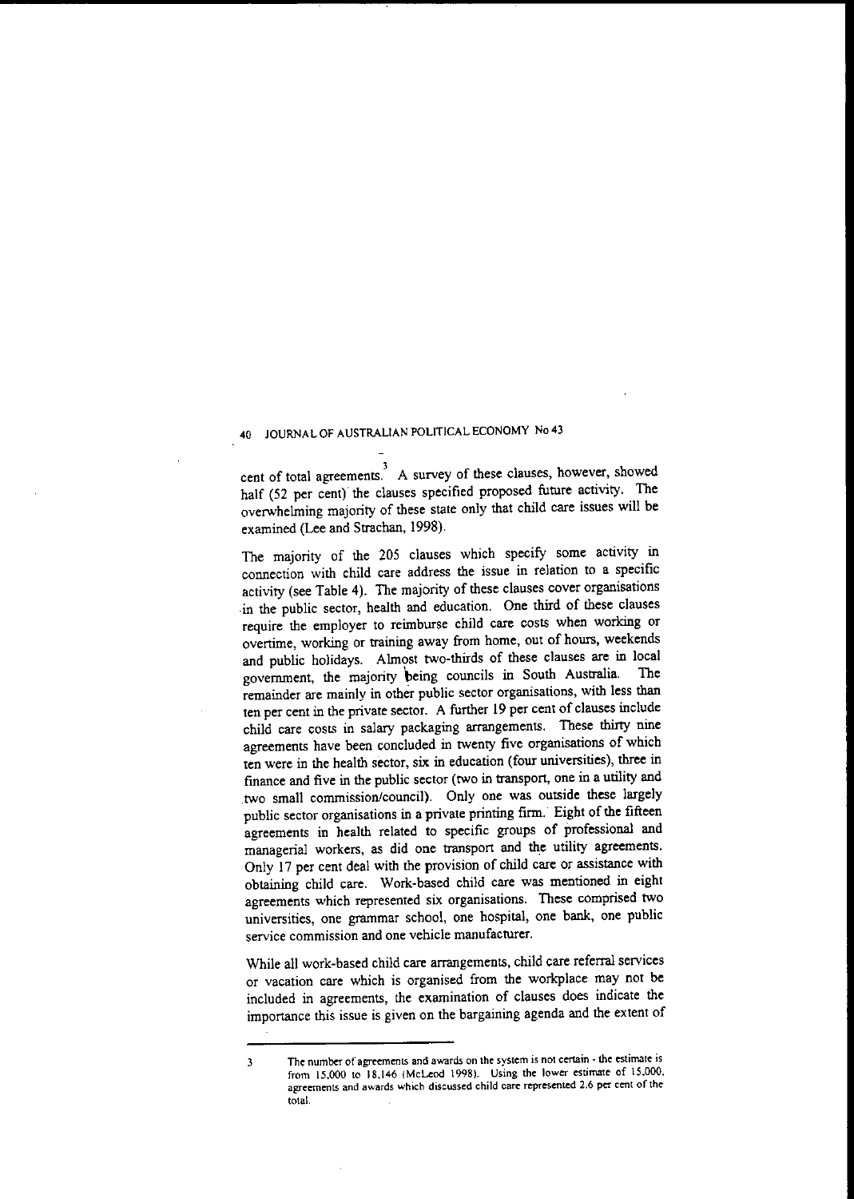cent of total agreements.[3] A survey of these clauses, however, showed half (52 per cent) the clauses specified proposed future activity. The overwhelming majority of these state only that child care issues will be examined (Lee and Strachan, 1998).

The majority of the 205 clauses which specify some activity in connection with child care address the issue in relation to a specific activity (see Table 4). The majority of these clauses cover organisations in the public sector, health and education. One third of these clauses require the employer to reimburse child care costs when working or overtime, working or training away from home, out of hours, weekends and public holidays. Almost two-thirds of these clauses are in local government, the majority being councils in South Australia. The remainder are mainly in other public sector organisations, with less than ten per cent in the private sector. A further 19 per cent of clauses include child care costs in salary packaging arrangements. These thirty nine agreements have been concluded in twenty five organisations of which ten were in the health sector, six in education (four universities), three in finance and five in the public sector (two in transport, one in a utility and two small commission/council). Only one was outside these largely public sector organisations in a private printing firm. Eight of the fifteen agreements in health related to specific groups of professional and managerial workers, as did one transport and the utility agreements. Only 17 per cent deal with the provision of child care or assistance with obtaining child care. Work-based child care was mentioned in eight agreements which represented six organisations. These comprised two universities, one grammar school, one hospital, one bank, one public service commission and one vehicle manufacturer.

While all work-based child care arrangements, child care referral services or vacation care which is organised from the workplace may not be included in agreements, the examination of clauses does indicate the importance this issue is given on the bargaining agenda and the extent of

---

3 The number of agreements and awards on the system is not certain - the estimate is from 15,000 to 18,146 (McLeod 1998). Using the lower estimate of 15,000, agreements and awards which discussed child care represented 2.6 per cent of the total.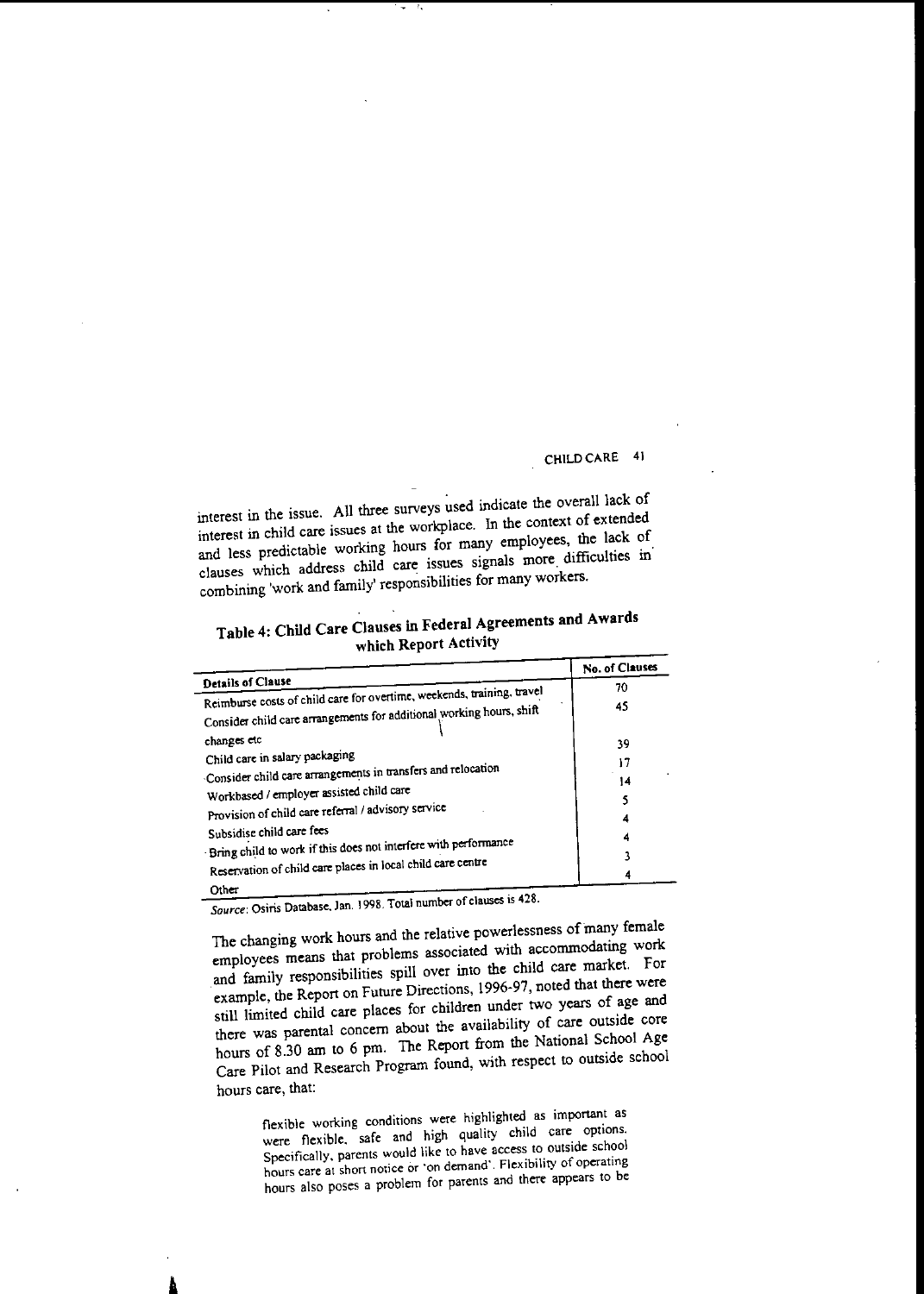interest in the issue. All three surveys used indicate the overall lack of interest in child care issues at the workplace. In the context of extended and less predictable working hours for many employees, the lack of clauses which address child care issues signals more difficulties in combining 'work and family' responsibilities for many workers.

**Table 4: Child Care Clauses in Federal Agreements and Awards which Report Activity**

| Details of Clause | No. of Clauses |
|---|---|
| Reimburse costs of child care for overtime, weekends, training, travel | 70 |
| Consider child care arrangements for additional working hours, shift changes etc | 45 |
| Child care in salary packaging | 39 |
| Consider child care arrangements in transfers and relocation | 17 |
| Workbased / employer assisted child care | 14 |
| Provision of child care referral / advisory service | 5 |
| Subsidise child care fees | 4 |
| Bring child to work if this does not interfere with performance | 4 |
| Reservation of child care places in local child care centre | 3 |
| Other | 4 |

*Source*: Osiris Database, Jan. 1998. Total number of clauses is 428.

The changing work hours and the relative powerlessness of many female employees means that problems associated with accommodating work and family responsibilities spill over into the child care market. For example, the Report on Future Directions, 1996-97, noted that there were still limited child care places for children under two years of age and there was parental concern about the availability of care outside core hours of 8.30 am to 6 pm. The Report from the National School Age Care Pilot and Research Program found, with respect to outside school hours care, that:

> flexible working conditions were highlighted as important as were flexible, safe and high quality child care options. Specifically, parents would like to have access to outside school hours care at short notice or 'on demand'. Flexibility of operating hours also poses a problem for parents and there appears to be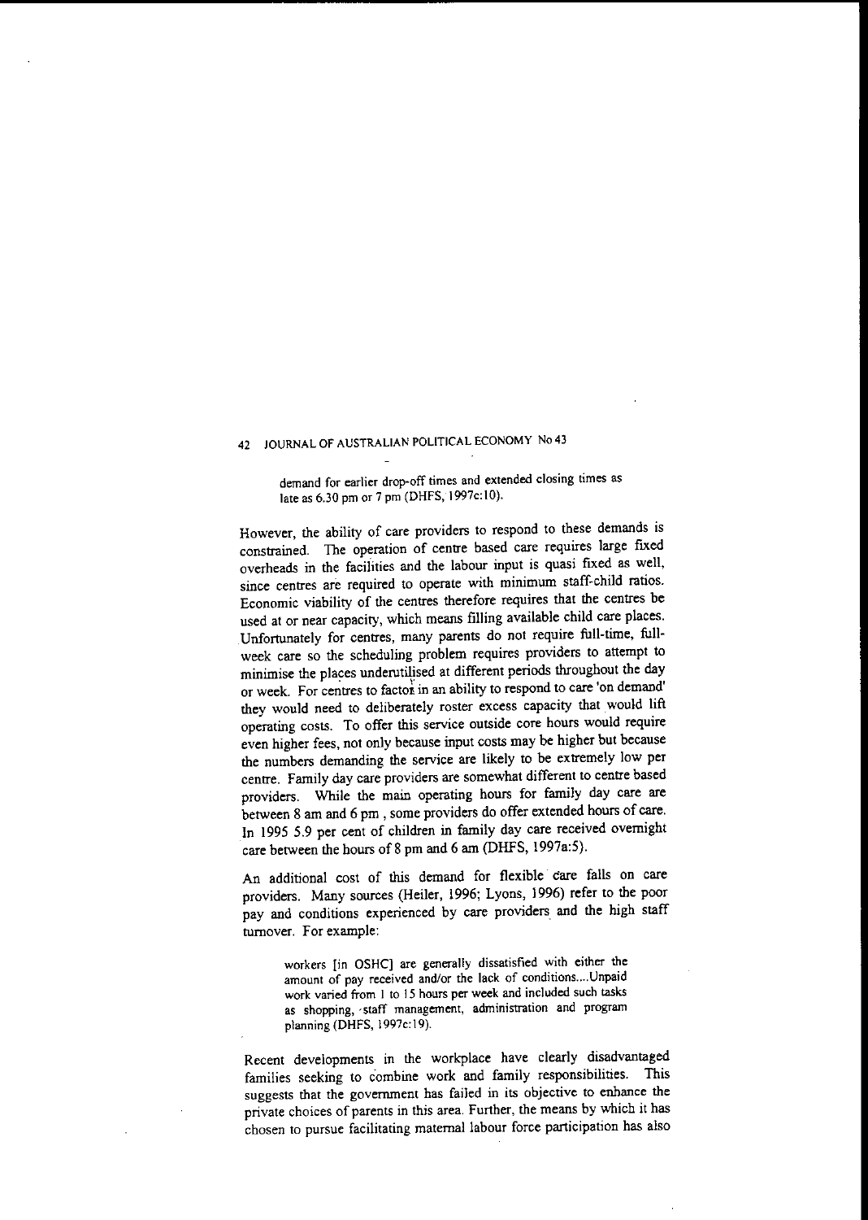> demand for earlier drop-off times and extended closing times as late as 6.30 pm or 7 pm (DHFS, 1997c:10).

However, the ability of care providers to respond to these demands is constrained. The operation of centre based care requires large fixed overheads in the facilities and the labour input is quasi fixed as well, since centres are required to operate with minimum staff-child ratios. Economic viability of the centres therefore requires that the centres be used at or near capacity, which means filling available child care places. Unfortunately for centres, many parents do not require full-time, full-week care so the scheduling problem requires providers to attempt to minimise the places underutilised at different periods throughout the day or week. For centres to factor in an ability to respond to care 'on demand' they would need to deliberately roster excess capacity that would lift operating costs. To offer this service outside core hours would require even higher fees, not only because input costs may be higher but because the numbers demanding the service are likely to be extremely low per centre. Family day care providers are somewhat different to centre based providers. While the main operating hours for family day care are between 8 am and 6 pm , some providers do offer extended hours of care. In 1995 5.9 per cent of children in family day care received overnight care between the hours of 8 pm and 6 am (DHFS, 1997a:5).

An additional cost of this demand for flexible care falls on care providers. Many sources (Heiler, 1996; Lyons, 1996) refer to the poor pay and conditions experienced by care providers and the high staff turnover. For example:

> workers [in OSHC] are generally dissatisfied with either the amount of pay received and/or the lack of conditions....Unpaid work varied from 1 to 15 hours per week and included such tasks as shopping, staff management, administration and program planning (DHFS, 1997c:19).

Recent developments in the workplace have clearly disadvantaged families seeking to combine work and family responsibilities. This suggests that the government has failed in its objective to enhance the private choices of parents in this area. Further, the means by which it has chosen to pursue facilitating maternal labour force participation has also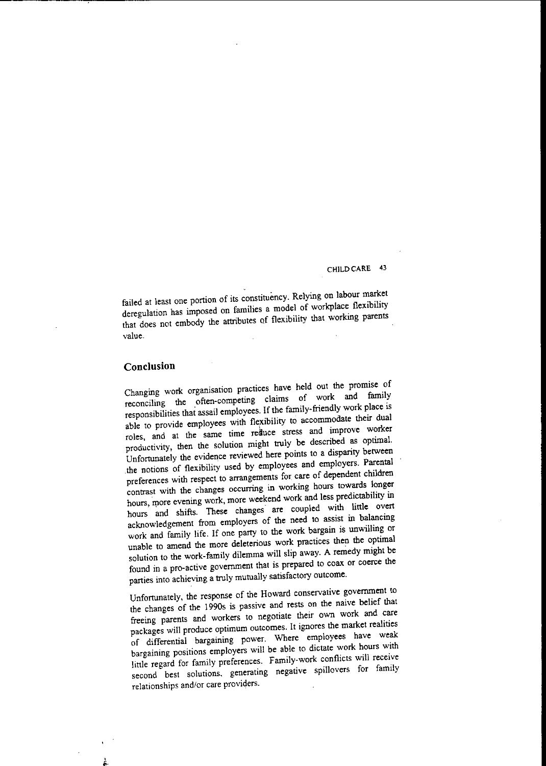failed at least one portion of its constituency. Relying on labour market deregulation has imposed on families a model of workplace flexibility that does not embody the attributes of flexibility that working parents value.

## Conclusion

Changing work organisation practices have held out the promise of reconciling the often-competing claims of work and family responsibilities that assail employees. If the family-friendly work place is able to provide employees with flexibility to accommodate their dual roles, and at the same time reduce stress and improve worker productivity, then the solution might truly be described as optimal. Unfortunately the evidence reviewed here points to a disparity between the notions of flexibility used by employees and employers. Parental preferences with respect to arrangements for care of dependent children contrast with the changes occurring in working hours towards longer hours, more evening work, more weekend work and less predictability in hours and shifts. These changes are coupled with little overt acknowledgement from employers of the need to assist in balancing work and family life. If one party to the work bargain is unwilling or unable to amend the more deleterious work practices then the optimal solution to the work-family dilemma will slip away. A remedy might be found in a pro-active government that is prepared to coax or coerce the parties into achieving a truly mutually satisfactory outcome.

Unfortunately, the response of the Howard conservative government to the changes of the 1990s is passive and rests on the naive belief that freeing parents and workers to negotiate their own work and care packages will produce optimum outcomes. It ignores the market realities of differential bargaining power. Where employees have weak bargaining positions employers will be able to dictate work hours with little regard for family preferences. Family-work conflicts will receive second best solutions, generating negative spillovers for family relationships and/or care providers.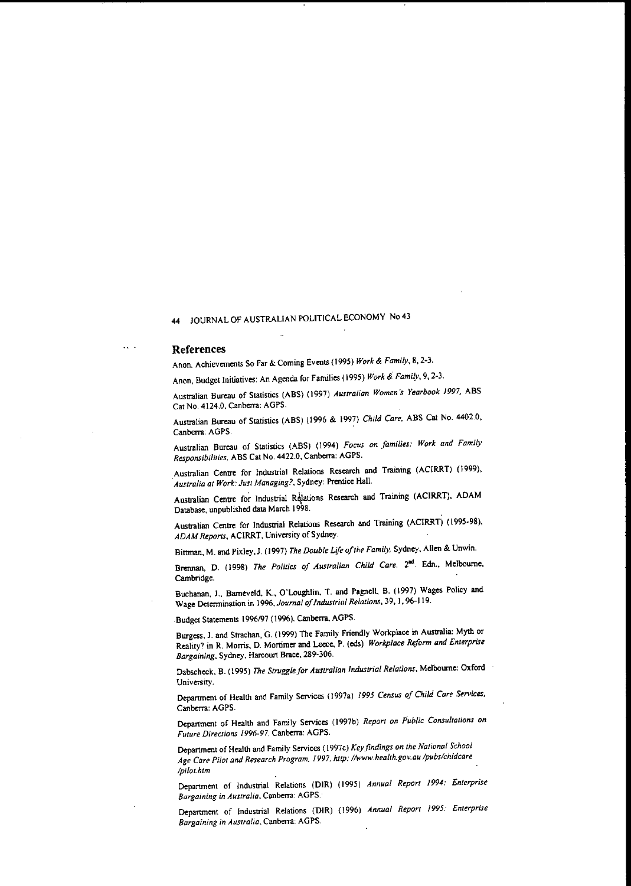## References

Anon. Achievements So Far & Coming Events (1995) *Work & Family*, 8, 2-3.

Anon, Budget Initiatives: An Agenda for Families (1995) *Work & Family*, 9, 2-3.

Australian Bureau of Statistics (ABS) (1997) *Australian Women's Yearbook 1997*, ABS Cat No. 4124.0, Canberra: AGPS.

Australian Bureau of Statistics (ABS) (1996 & 1997) *Child Care*, ABS Cat No. 4402.0, Canberra: AGPS.

Australian Bureau of Statistics (ABS) (1994) *Focus on families: Work and Family Responsibilities*, ABS Cat No. 4422.0, Canberra: AGPS.

Australian Centre for Industrial Relations Research and Training (ACIRRT) (1999), *Australia at Work: Just Managing?*, Sydney: Prentice Hall.

Australian Centre for Industrial Relations Research and Training (ACIRRT), ADAM Database, unpublished data March 1998.

Australian Centre for Industrial Relations Research and Training (ACIRRT) (1995-98), *ADAM Reports*, ACIRRT, University of Sydney.

Bittman, M. and Pixley, J. (1997) *The Double Life of the Family*, Sydney, Allen & Unwin.

Brennan, D. (1998) *The Politics of Australian Child Care*, 2nd. Edn., Melbourne, Cambridge.

Buchanan, J., Barneveld, K., O'Loughlin, T. and Pagnell, B. (1997) Wages Policy and Wage Determination in 1996, *Journal of Industrial Relations*, 39, 1, 96-119.

Budget Statements 1996/97 (1996). Canberra, AGPS.

Burgess, J. and Strachan, G. (1999) The Family Friendly Workplace in Australia: Myth or Reality? in R. Morris, D. Mortimer and Leece, P. (eds) *Workplace Reform and Enterprise Bargaining*, Sydney, Harcourt Brace, 289-306.

Dabscheck, B. (1995) *The Struggle for Australian Industrial Relations*, Melbourne: Oxford University.

Department of Health and Family Services (1997a) *1995 Census of Child Care Services*, Canberra: AGPS.

Department of Health and Family Services (1997b) *Report on Public Consultations on Future Directions 1996-97*, Canberra: AGPS.

Department of Health and Family Services (1997c) *Key findings on the National School Age Care Pilot and Research Program. 1997*, http: //www.health.gov.au /pubs/chldcare /pilot.htm

Department of Industrial Relations (DIR) (1995) *Annual Report 1994: Enterprise Bargaining in Australia*, Canberra: AGPS.

Department of Industrial Relations (DIR) (1996) *Annual Report 1995: Enterprise Bargaining in Australia*, Canberra: AGPS.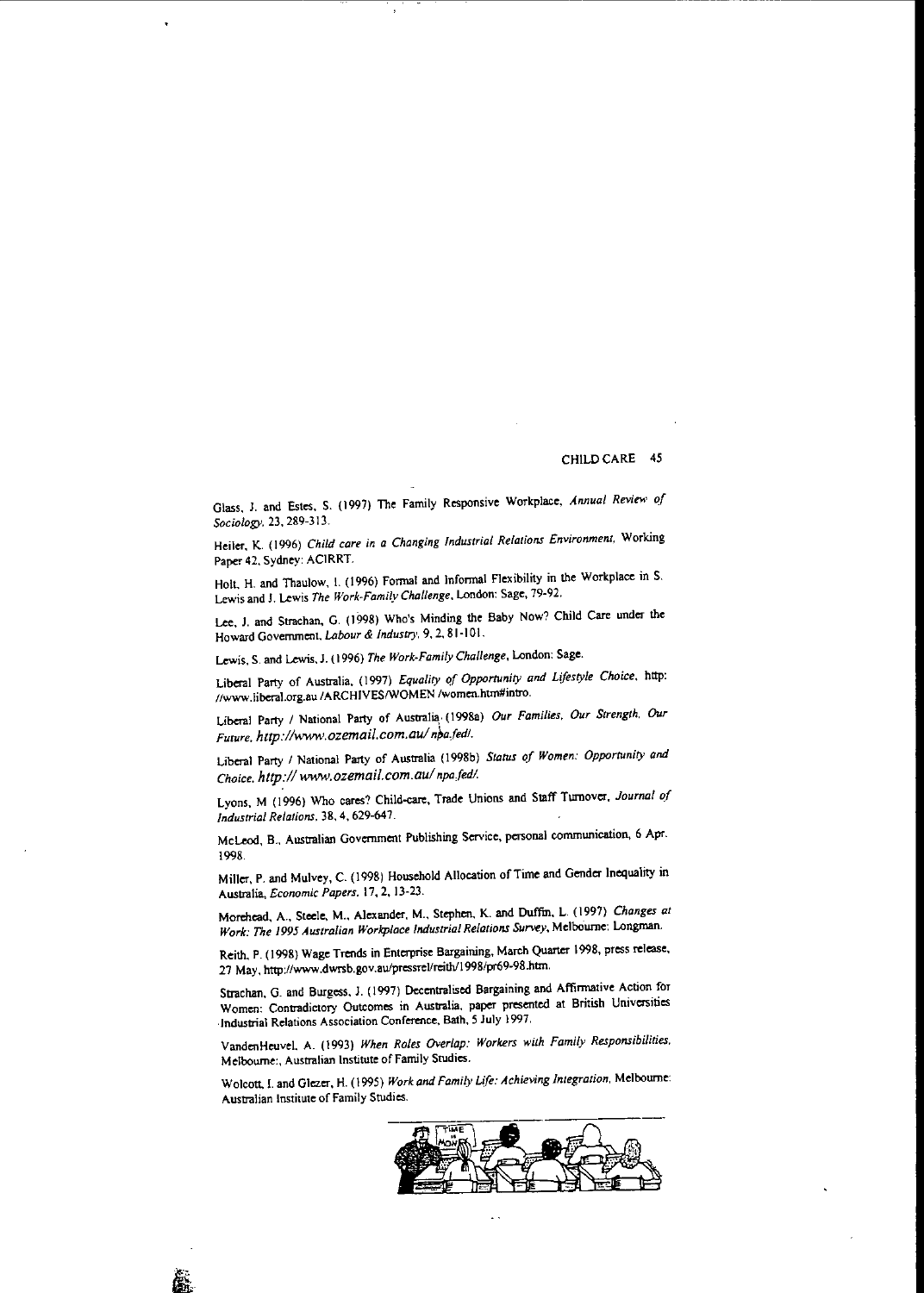Glass, J. and Estes, S. (1997) The Family Responsive Workplace, *Annual Review of Sociology*, 23, 289-313.

Heiler, K. (1996) *Child care in a Changing Industrial Relations Environment*, Working Paper 42, Sydney: ACIRRT.

Holt, H. and Thaulow, I. (1996) Formal and Informal Flexibility in the Workplace in S. Lewis and J. Lewis *The Work-Family Challenge*, London: Sage, 79-92.

Lee, J. and Strachan, G. (1998) Who's Minding the Baby Now? Child Care under the Howard Government, *Labour & Industry*, 9, 2, 81-101.

Lewis, S. and Lewis, J. (1996) *The Work-Family Challenge*, London: Sage.

Liberal Party of Australia, (1997) *Equality of Opportunity and Lifestyle Choice*, http://www.liberal.org.au /ARCHIVES/WOMEN /women.htm#intro.

Liberal Party / National Party of Australia (1998a) *Our Families, Our Strength, Our Future*, http://www.ozemail.com.au/ npa.fed/.

Liberal Party / National Party of Australia (1998b) *Status of Women: Opportunity and Choice*, http:// www.ozemail.com.au/ npa.fed/.

Lyons, M (1996) Who cares? Child-care, Trade Unions and Staff Turnover, *Journal of Industrial Relations*, 38, 4, 629-647.

McLeod, B., Australian Government Publishing Service, personal communication, 6 Apr. 1998.

Miller, P. and Mulvey, C. (1998) Household Allocation of Time and Gender Inequality in Australia, *Economic Papers*, 17, 2, 13-23.

Morehead, A., Steele, M., Alexander, M., Stephen, K. and Duffin, L. (1997) *Changes at Work: The 1995 Australian Workplace Industrial Relations Survey*, Melbourne: Longman.

Reith, P. (1998) Wage Trends in Enterprise Bargaining, March Quarter 1998, press release, 27 May, http://www.dwrsb.gov.au/pressrel/reith/1998/pr69-98.htm.

Strachan, G. and Burgess, J. (1997) Decentralised Bargaining and Affirmative Action for Women: Contradictory Outcomes in Australia, paper presented at British Universities Industrial Relations Association Conference, Bath, 5 July 1997.

VandenHeuvel, A. (1993) *When Roles Overlap: Workers with Family Responsibilities*, Melbourne:, Australian Institute of Family Studies.

Wolcott, I. and Glezer, H. (1995) *Work and Family Life: Achieving Integration*, Melbourne: Australian Institute of Family Studies.